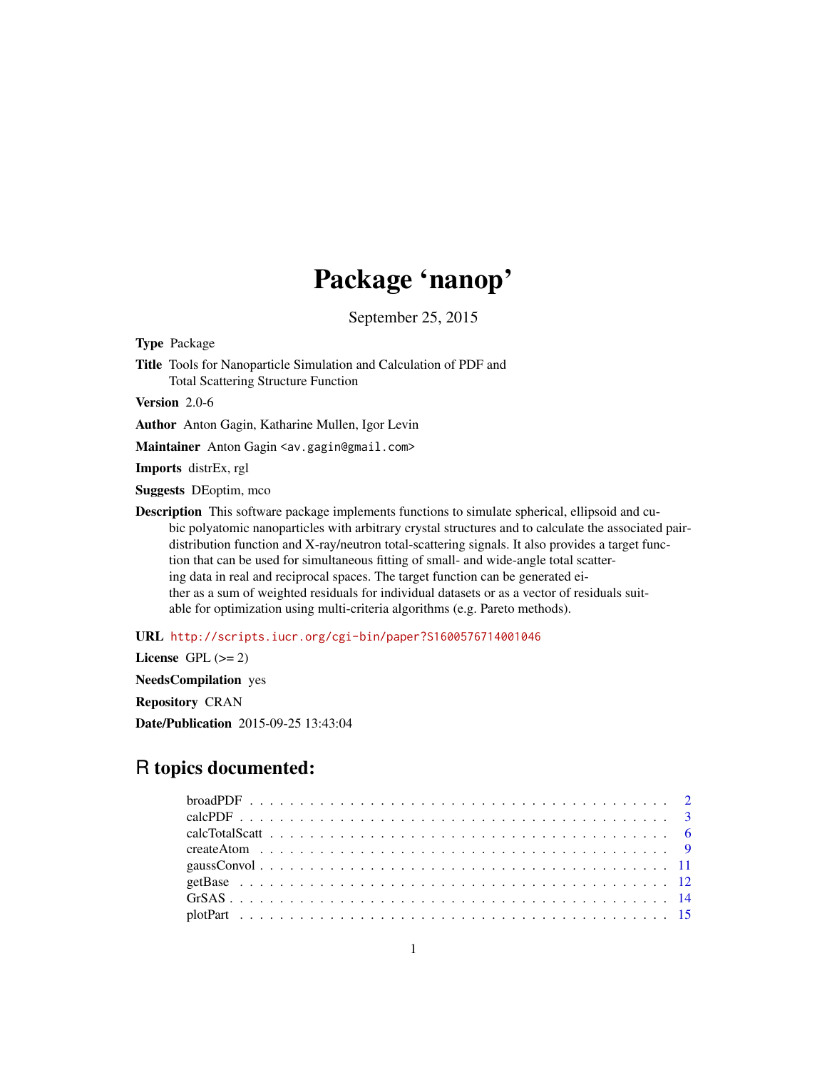# Package 'nanop'

September 25, 2015

**Type** Package

**Title** Tools for Nanoparticle Simulation and Calculation of PDF and Total Scattering Structure Function

**Version** 2.0-6

**Author** Anton Gagin, Katharine Mullen, Igor Levin

**Maintainer** Anton Gagin <av.gagin@gmail.com>

**Imports** distrEx, rgl

**Suggests** DEoptim, mco

**Description** This software package implements functions to simulate spherical, ellipsoid and cubic polyatomic nanoparticles with arbitrary crystal structures and to calculate the associated pair-distribution function and X-ray/neutron total-scattering signals. It also provides a target function that can be used for simultaneous fitting of small- and wide-angle total scattering data in real and reciprocal spaces. The target function can be generated either as a sum of weighted residuals for individual datasets or as a vector of residuals suitable for optimization using multi-criteria algorithms (e.g. Pareto methods).

**URL** http://scripts.iucr.org/cgi-bin/paper?S1600576714001046

**License** GPL (>= 2)

**NeedsCompilation** yes

**Repository** CRAN

**Date/Publication** 2015-09-25 13:43:04

## R topics documented:

- broadPDF . . . . . . . . . . . . . . . . . . . . . . . . . . . . . . . . . . . . . . . . 2
- calcPDF . . . . . . . . . . . . . . . . . . . . . . . . . . . . . . . . . . . . . . . . . 3
- calcTotalScatt . . . . . . . . . . . . . . . . . . . . . . . . . . . . . . . . . . . . . . 6
- createAtom . . . . . . . . . . . . . . . . . . . . . . . . . . . . . . . . . . . . . . . 9
- gaussConvol . . . . . . . . . . . . . . . . . . . . . . . . . . . . . . . . . . . . . . 11
- getBase . . . . . . . . . . . . . . . . . . . . . . . . . . . . . . . . . . . . . . . . 12
- GrSAS . . . . . . . . . . . . . . . . . . . . . . . . . . . . . . . . . . . . . . . . . 14
- plotPart . . . . . . . . . . . . . . . . . . . . . . . . . . . . . . . . . . . . . . . . 15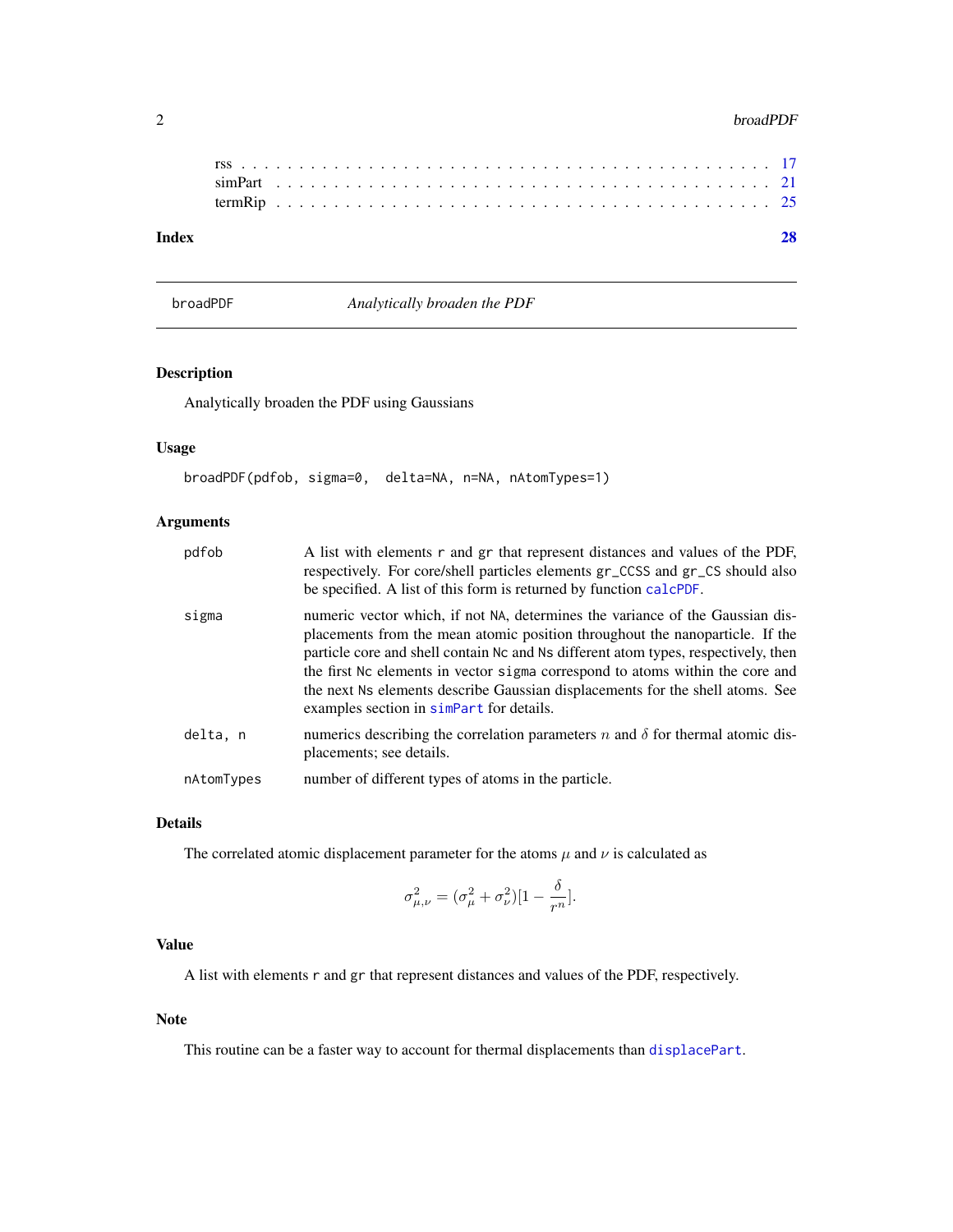rss . . . . . . . . . . . . . . . . . . . . . . . . . . . . . . . . . . . . . . . . . . . 17
simPart . . . . . . . . . . . . . . . . . . . . . . . . . . . . . . . . . . . . . . . . . 21
termRip . . . . . . . . . . . . . . . . . . . . . . . . . . . . . . . . . . . . . . . . . 25

**Index** **28**

---

broadPDF *Analytically broaden the PDF*

---

## Description

Analytically broaden the PDF using Gaussians

## Usage

```
broadPDF(pdfob, sigma=0,  delta=NA, n=NA, nAtomTypes=1)
```

## Arguments

| | |
|---|---|
| `pdfob` | A list with elements `r` and `gr` that represent distances and values of the PDF, respectively. For core/shell particles elements `gr_CCSS` and `gr_CS` should also be specified. A list of this form is returned by function `calcPDF`. |
| `sigma` | numeric vector which, if not `NA`, determines the variance of the Gaussian displacements from the mean atomic position throughout the nanoparticle. If the particle core and shell contain `Nc` and `Ns` different atom types, respectively, then the first `Nc` elements in vector `sigma` correspond to atoms within the core and the next `Ns` elements describe Gaussian displacements for the shell atoms. See examples section in `simPart` for details. |
| `delta, n` | numerics describing the correlation parameters $n$ and $\delta$ for thermal atomic displacements; see details. |
| `nAtomTypes` | number of different types of atoms in the particle. |

## Details

The correlated atomic displacement parameter for the atoms $\mu$ and $\nu$ is calculated as

$$\sigma^2_{\mu,\nu} = (\sigma^2_\mu + \sigma^2_\nu)[1 - \frac{\delta}{r^n}].$$

## Value

A list with elements `r` and `gr` that represent distances and values of the PDF, respectively.

## Note

This routine can be a faster way to account for thermal displacements than `displacePart`.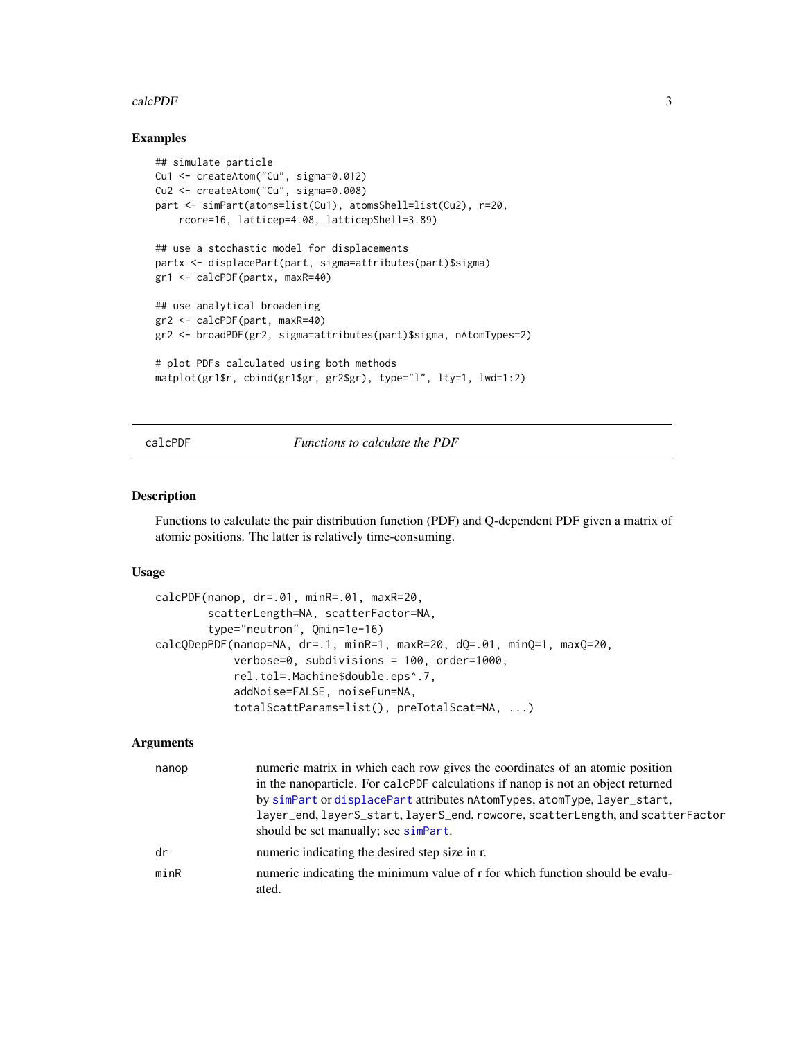## Examples

```
## simulate particle
Cu1 <- createAtom("Cu", sigma=0.012)
Cu2 <- createAtom("Cu", sigma=0.008)
part <- simPart(atoms=list(Cu1), atomsShell=list(Cu2), r=20,
    rcore=16, latticep=4.08, latticepShell=3.89)

## use a stochastic model for displacements
partx <- displacePart(part, sigma=attributes(part)$sigma)
gr1 <- calcPDF(partx, maxR=40)

## use analytical broadening
gr2 <- calcPDF(part, maxR=40)
gr2 <- broadPDF(gr2, sigma=attributes(part)$sigma, nAtomTypes=2)

# plot PDFs calculated using both methods
matplot(gr1$r, cbind(gr1$gr, gr2$gr), type="l", lty=1, lwd=1:2)
```

---

calcPDF *Functions to calculate the PDF*

---

## Description

Functions to calculate the pair distribution function (PDF) and Q-dependent PDF given a matrix of atomic positions. The latter is relatively time-consuming.

## Usage

```
calcPDF(nanop, dr=.01, minR=.01, maxR=20,
        scatterLength=NA, scatterFactor=NA,
        type="neutron", Qmin=1e-16)
calcQDepPDF(nanop=NA, dr=.1, minR=1, maxR=20, dQ=.01, minQ=1, maxQ=20,
            verbose=0, subdivisions = 100, order=1000,
            rel.tol=.Machine$double.eps^.7,
            addNoise=FALSE, noiseFun=NA,
            totalScattParams=list(), preTotalScat=NA, ...)
```

## Arguments

| | |
|---|---|
| nanop | numeric matrix in which each row gives the coordinates of an atomic position in the nanoparticle. For calcPDF calculations if nanop is not an object returned by simPart or displacePart attributes nAtomTypes, atomType, layer_start, layer_end, layerS_start, layerS_end, rowcore, scatterLength, and scatterFactor should be set manually; see simPart. |
| dr | numeric indicating the desired step size in r. |
| minR | numeric indicating the minimum value of r for which function should be evaluated. |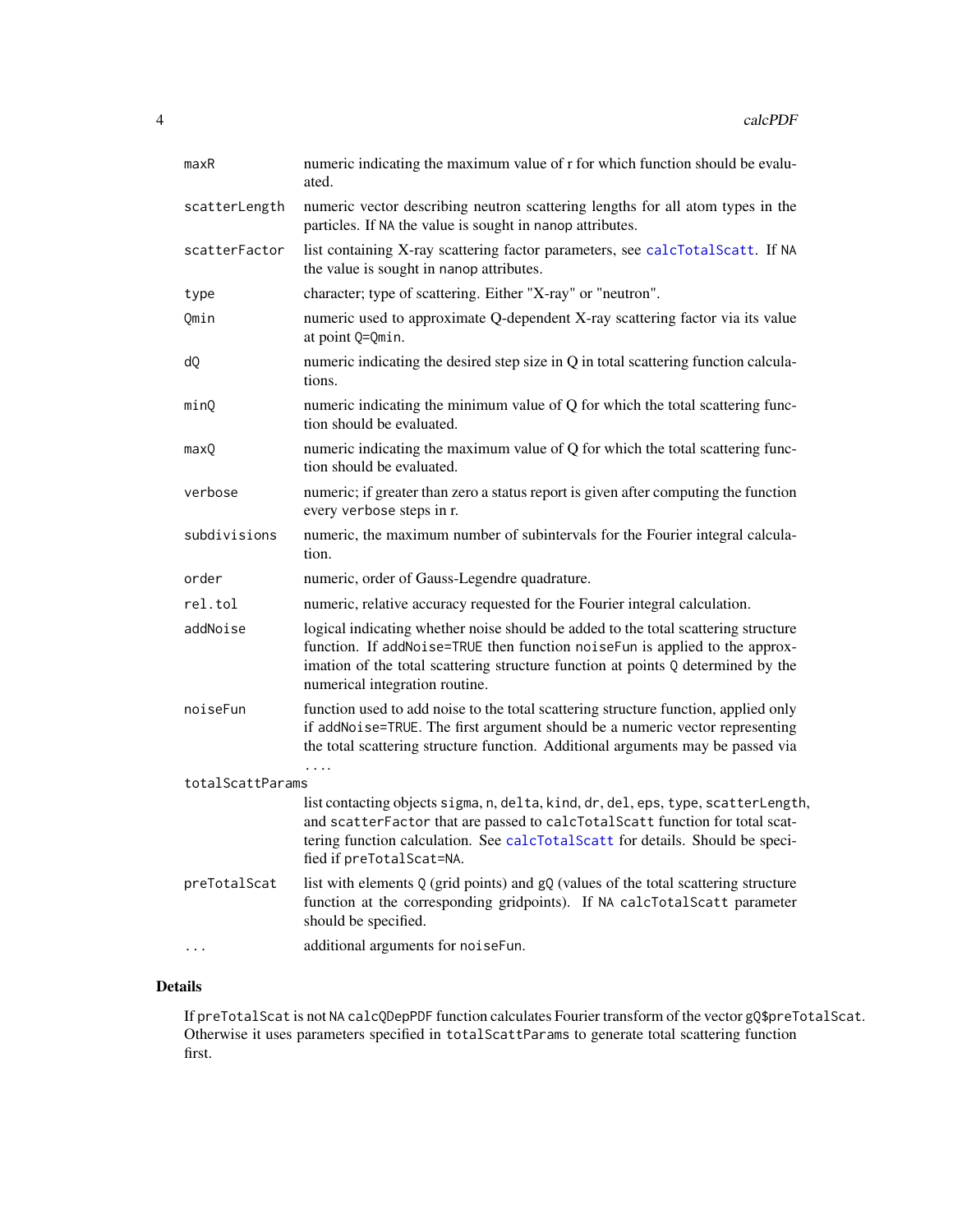| | |
|---|---|
| maxR | numeric indicating the maximum value of r for which function should be evaluated. |
| scatterLength | numeric vector describing neutron scattering lengths for all atom types in the particles. If NA the value is sought in nanop attributes. |
| scatterFactor | list containing X-ray scattering factor parameters, see calcTotalScatt. If NA the value is sought in nanop attributes. |
| type | character; type of scattering. Either "X-ray" or "neutron". |
| Qmin | numeric used to approximate Q-dependent X-ray scattering factor via its value at point Q=Qmin. |
| dQ | numeric indicating the desired step size in Q in total scattering function calculations. |
| minQ | numeric indicating the minimum value of Q for which the total scattering function should be evaluated. |
| maxQ | numeric indicating the maximum value of Q for which the total scattering function should be evaluated. |
| verbose | numeric; if greater than zero a status report is given after computing the function every verbose steps in r. |
| subdivisions | numeric, the maximum number of subintervals for the Fourier integral calculation. |
| order | numeric, order of Gauss-Legendre quadrature. |
| rel.tol | numeric, relative accuracy requested for the Fourier integral calculation. |
| addNoise | logical indicating whether noise should be added to the total scattering structure function. If addNoise=TRUE then function noiseFun is applied to the approximation of the total scattering structure function at points Q determined by the numerical integration routine. |
| noiseFun | function used to add noise to the total scattering structure function, applied only if addNoise=TRUE. The first argument should be a numeric vector representing the total scattering structure function. Additional arguments may be passed via .... |
| totalScattParams | list contacting objects sigma, n, delta, kind, dr, del, eps, type, scatterLength, and scatterFactor that are passed to calcTotalScatt function for total scattering function calculation. See calcTotalScatt for details. Should be specified if preTotalScat=NA. |
| preTotalScat | list with elements Q (grid points) and gQ (values of the total scattering structure function at the corresponding gridpoints). If NA calcTotalScatt parameter should be specified. |
| ... | additional arguments for noiseFun. |

## Details

If preTotalScat is not NA calcQDepPDF function calculates Fourier transform of the vector gQ$preTotalScat. Otherwise it uses parameters specified in totalScattParams to generate total scattering function first.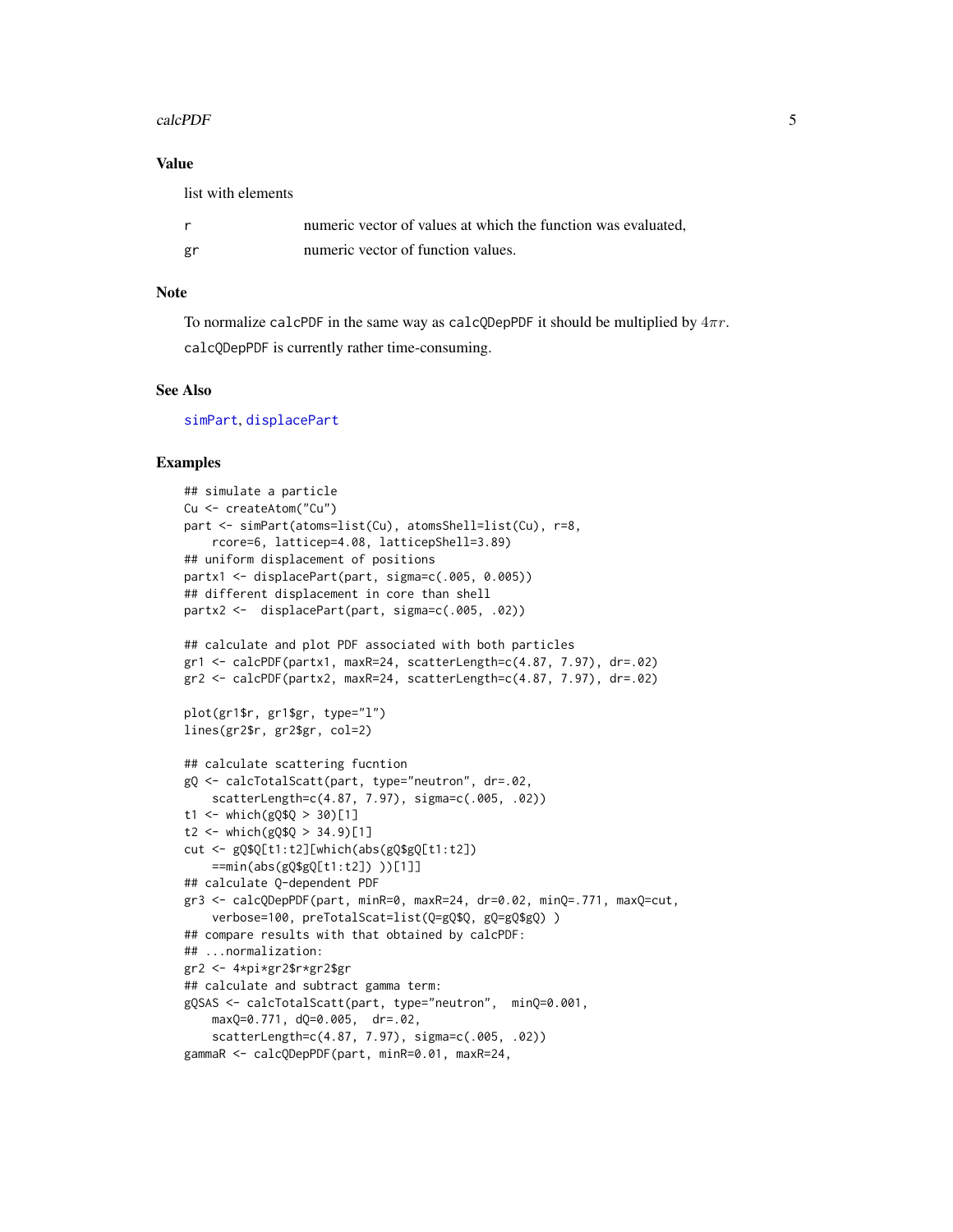## Value

list with elements

| | |
|---|---|
| r | numeric vector of values at which the function was evaluated, |
| gr | numeric vector of function values. |

## Note

To normalize `calcPDF` in the same way as `calcQDepPDF` it should be multiplied by $4\pi r$.

`calcQDepPDF` is currently rather time-consuming.

## See Also

`simPart`, `displacePart`

## Examples

```
## simulate a particle
Cu <- createAtom("Cu")
part <- simPart(atoms=list(Cu), atomsShell=list(Cu), r=8,
    rcore=6, latticep=4.08, latticepShell=3.89)
## uniform displacement of positions
partx1 <- displacePart(part, sigma=c(.005, 0.005))
## different displacement in core than shell
partx2 <-  displacePart(part, sigma=c(.005, .02))

## calculate and plot PDF associated with both particles
gr1 <- calcPDF(partx1, maxR=24, scatterLength=c(4.87, 7.97), dr=.02)
gr2 <- calcPDF(partx2, maxR=24, scatterLength=c(4.87, 7.97), dr=.02)

plot(gr1$r, gr1$gr, type="l")
lines(gr2$r, gr2$gr, col=2)

## calculate scattering fucntion
gQ <- calcTotalScatt(part, type="neutron", dr=.02,
    scatterLength=c(4.87, 7.97), sigma=c(.005, .02))
t1 <- which(gQ$Q > 30)[1]
t2 <- which(gQ$Q > 34.9)[1]
cut <- gQ$Q[t1:t2][which(abs(gQ$gQ[t1:t2])
    ==min(abs(gQ$gQ[t1:t2]) ))[1]]
## calculate Q-dependent PDF
gr3 <- calcQDepPDF(part, minR=0, maxR=24, dr=0.02, minQ=.771, maxQ=cut,
    verbose=100, preTotalScat=list(Q=gQ$Q, gQ=gQ$gQ) )
## compare results with that obtained by calcPDF:
## ...normalization:
gr2 <- 4*pi*gr2$r*gr2$gr
## calculate and subtract gamma term:
gQSAS <- calcTotalScatt(part, type="neutron",  minQ=0.001,
    maxQ=0.771, dQ=0.005,  dr=.02,
    scatterLength=c(4.87, 7.97), sigma=c(.005, .02))
gammaR <- calcQDepPDF(part, minR=0.01, maxR=24,
```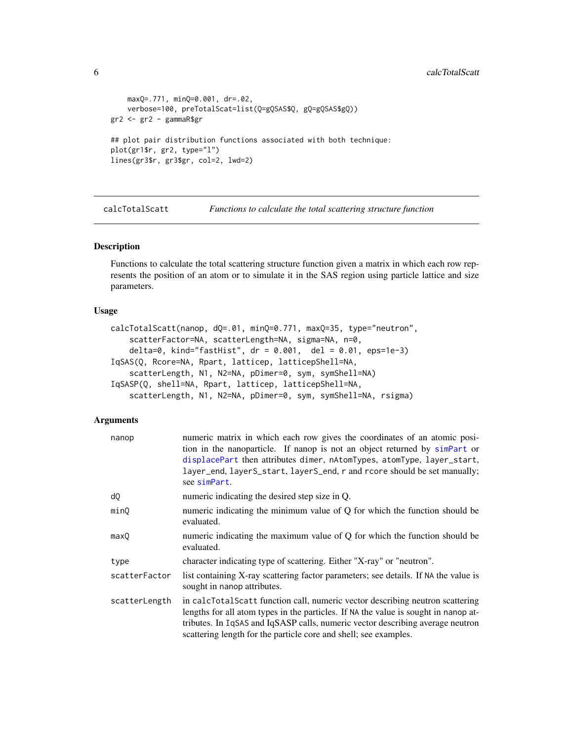```
    maxQ=.771, minQ=0.001, dr=.02,
    verbose=100, preTotalScat=list(Q=gQSAS$Q, gQ=gQSAS$gQ))
gr2 <- gr2 - gammaR$gr

## plot pair distribution functions associated with both technique:
plot(gr1$r, gr2, type="l")
lines(gr3$r, gr3$gr, col=2, lwd=2)
```

## calcTotalScatt — *Functions to calculate the total scattering structure function*

### Description

Functions to calculate the total scattering structure function given a matrix in which each row represents the position of an atom or to simulate it in the SAS region using particle lattice and size parameters.

### Usage

```
calcTotalScatt(nanop, dQ=.01, minQ=0.771, maxQ=35, type="neutron",
    scatterFactor=NA, scatterLength=NA, sigma=NA, n=0,
    delta=0, kind="fastHist", dr = 0.001,  del = 0.01, eps=1e-3)
IqSAS(Q, Rcore=NA, Rpart, latticep, latticepShell=NA,
    scatterLength, N1, N2=NA, pDimer=0, sym, symShell=NA)
IqSASP(Q, shell=NA, Rpart, latticep, latticepShell=NA,
    scatterLength, N1, N2=NA, pDimer=0, sym, symShell=NA, rsigma)
```

### Arguments

| Argument | Description |
|---|---|
| `nanop` | numeric matrix in which each row gives the coordinates of an atomic position in the nanoparticle. If nanop is not an object returned by simPart or displacePart then attributes dimer, nAtomTypes, atomType, layer_start, layer_end, layerS_start, layerS_end, r and rcore should be set manually; see simPart. |
| `dQ` | numeric indicating the desired step size in Q. |
| `minQ` | numeric indicating the minimum value of Q for which the function should be evaluated. |
| `maxQ` | numeric indicating the maximum value of Q for which the function should be evaluated. |
| `type` | character indicating type of scattering. Either "X-ray" or "neutron". |
| `scatterFactor` | list containing X-ray scattering factor parameters; see details. If NA the value is sought in nanop attributes. |
| `scatterLength` | in calcTotalScatt function call, numeric vector describing neutron scattering lengths for all atom types in the particles. If NA the value is sought in nanop attributes. In IqSAS and IqSASP calls, numeric vector describing average neutron scattering length for the particle core and shell; see examples. |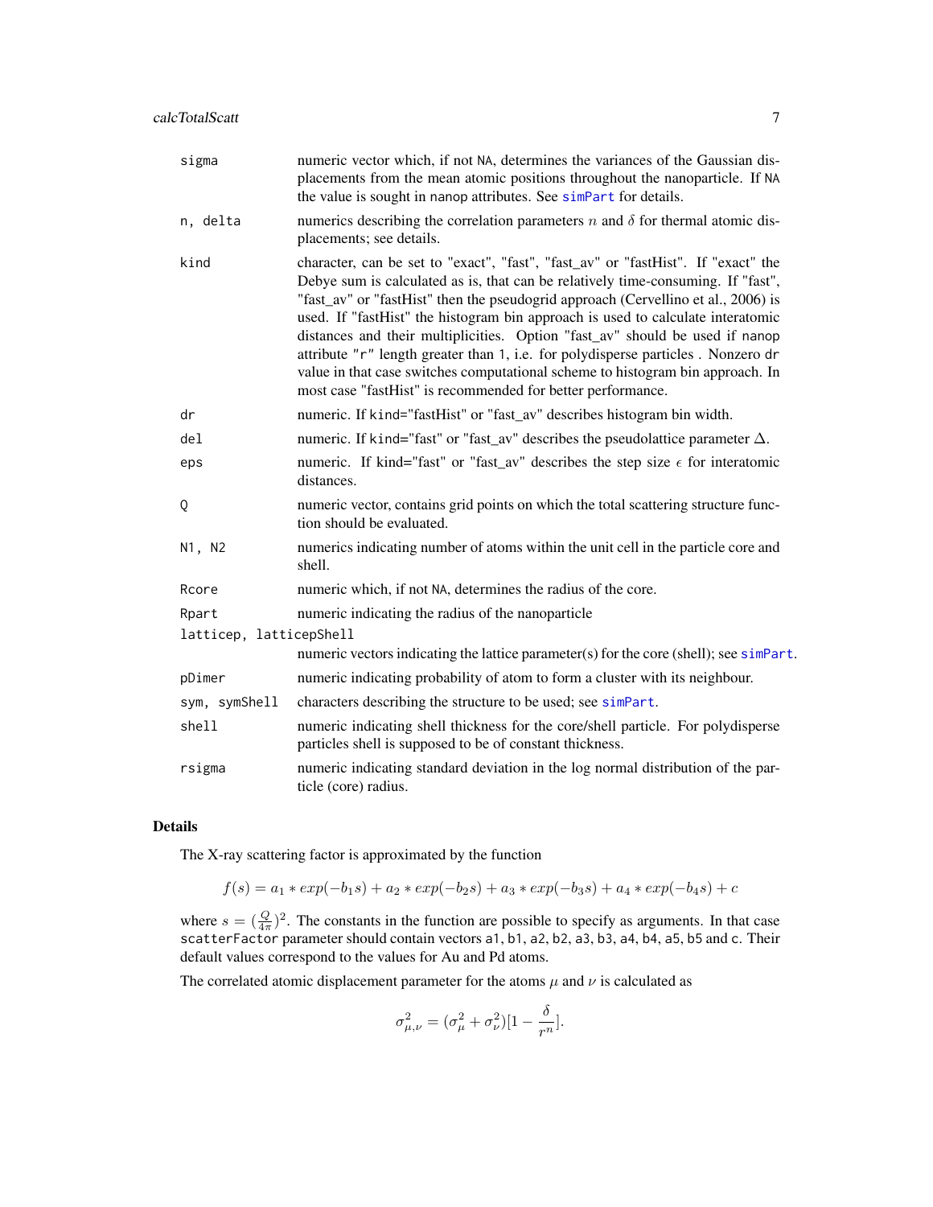| | |
|---|---|
| `sigma` | numeric vector which, if not `NA`, determines the variances of the Gaussian displacements from the mean atomic positions throughout the nanoparticle. If `NA` the value is sought in `nanop` attributes. See `simPart` for details. |
| `n, delta` | numerics describing the correlation parameters $n$ and $\delta$ for thermal atomic displacements; see details. |
| `kind` | character, can be set to "exact", "fast", "fast_av" or "fastHist". If "exact" the Debye sum is calculated as is, that can be relatively time-consuming. If "fast", "fast_av" or "fastHist" then the pseudogrid approach (Cervellino et al., 2006) is used. If "fastHist" the histogram bin approach is used to calculate interatomic distances and their multiplicities. Option "fast_av" should be used if `nanop` attribute `"r"` length greater than `1`, i.e. for polydisperse particles . Nonzero `dr` value in that case switches computational scheme to histogram bin approach. In most case "fastHist" is recommended for better performance. |
| `dr` | numeric. If `kind="fastHist"` or "fast_av" describes histogram bin width. |
| `del` | numeric. If `kind="fast"` or "fast_av" describes the pseudolattice parameter $\Delta$. |
| `eps` | numeric. If kind="fast" or "fast_av" describes the step size $\epsilon$ for interatomic distances. |
| `Q` | numeric vector, contains grid points on which the total scattering structure function should be evaluated. |
| `N1, N2` | numerics indicating number of atoms within the unit cell in the particle core and shell. |
| `Rcore` | numeric which, if not `NA`, determines the radius of the core. |
| `Rpart` | numeric indicating the radius of the nanoparticle |
| `latticep, latticepShell` | numeric vectors indicating the lattice parameter(s) for the core (shell); see `simPart`. |
| `pDimer` | numeric indicating probability of atom to form a cluster with its neighbour. |
| `sym, symShell` | characters describing the structure to be used; see `simPart`. |
| `shell` | numeric indicating shell thickness for the core/shell particle. For polydisperse particles shell is supposed to be of constant thickness. |
| `rsigma` | numeric indicating standard deviation in the log normal distribution of the particle (core) radius. |

## Details

The X-ray scattering factor is approximated by the function

$$f(s) = a_1 * exp(-b_1 s) + a_2 * exp(-b_2 s) + a_3 * exp(-b_3 s) + a_4 * exp(-b_4 s) + c$$

where $s = (\frac{Q}{4\pi})^2$. The constants in the function are possible to specify as arguments. In that case `scatterFactor` parameter should contain vectors `a1`, `b1`, `a2`, `b2`, `a3`, `b3`, `a4`, `b4`, `a5`, `b5` and `c`. Their default values correspond to the values for Au and Pd atoms.

The correlated atomic displacement parameter for the atoms $\mu$ and $\nu$ is calculated as

$$\sigma^2_{\mu,\nu} = (\sigma^2_\mu + \sigma^2_\nu)[1 - \frac{\delta}{r^n}].$$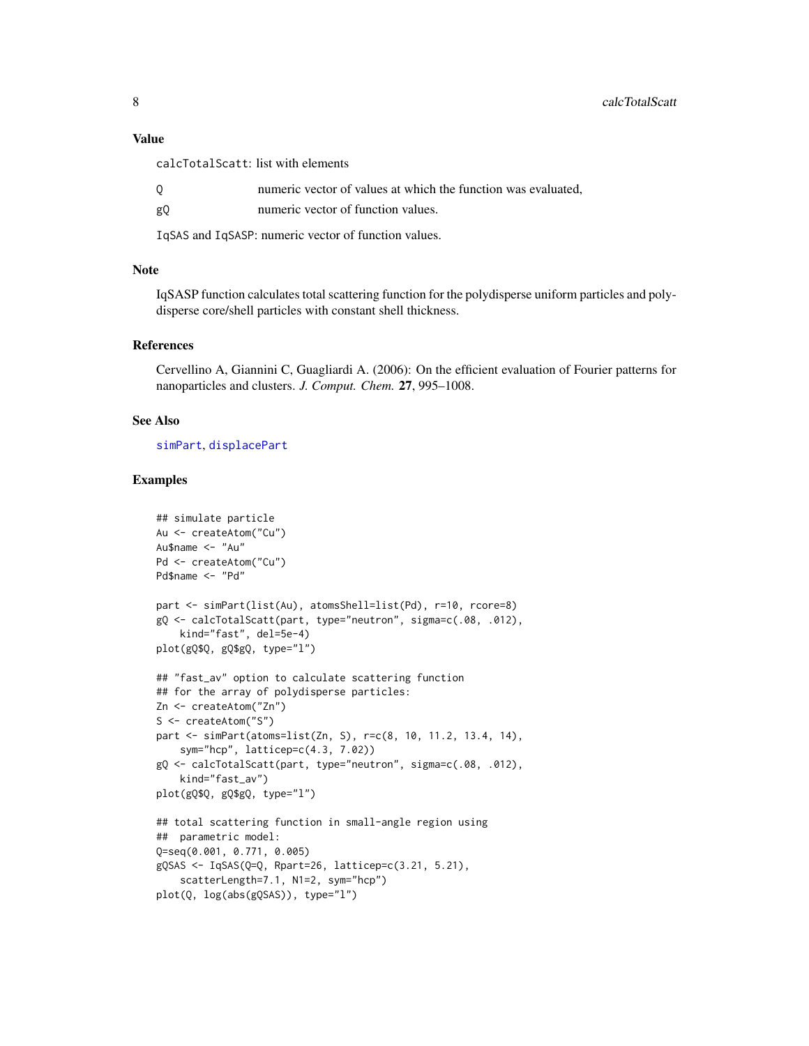### Value

`calcTotalScatt`: list with elements

`Q` numeric vector of values at which the function was evaluated,

`gQ` numeric vector of function values.

`IqSAS` and `IqSASP`: numeric vector of function values.

### Note

IqSASP function calculates total scattering function for the polydisperse uniform particles and polydisperse core/shell particles with constant shell thickness.

### References

Cervellino A, Giannini C, Guagliardi A. (2006): On the efficient evaluation of Fourier patterns for nanoparticles and clusters. *J. Comput. Chem.* **27**, 995–1008.

### See Also

simPart, displacePart

### Examples

```
## simulate particle
Au <- createAtom("Cu")
Au$name <- "Au"
Pd <- createAtom("Cu")
Pd$name <- "Pd"

part <- simPart(list(Au), atomsShell=list(Pd), r=10, rcore=8)
gQ <- calcTotalScatt(part, type="neutron", sigma=c(.08, .012),
    kind="fast", del=5e-4)
plot(gQ$Q, gQ$gQ, type="l")

## "fast_av" option to calculate scattering function
## for the array of polydisperse particles:
Zn <- createAtom("Zn")
S <- createAtom("S")
part <- simPart(atoms=list(Zn, S), r=c(8, 10, 11.2, 13.4, 14),
    sym="hcp", latticep=c(4.3, 7.02))
gQ <- calcTotalScatt(part, type="neutron", sigma=c(.08, .012),
    kind="fast_av")
plot(gQ$Q, gQ$gQ, type="l")

## total scattering function in small-angle region using
##  parametric model:
Q=seq(0.001, 0.771, 0.005)
gQSAS <- IqSAS(Q=Q, Rpart=26, latticep=c(3.21, 5.21),
    scatterLength=7.1, N1=2, sym="hcp")
plot(Q, log(abs(gQSAS)), type="l")
```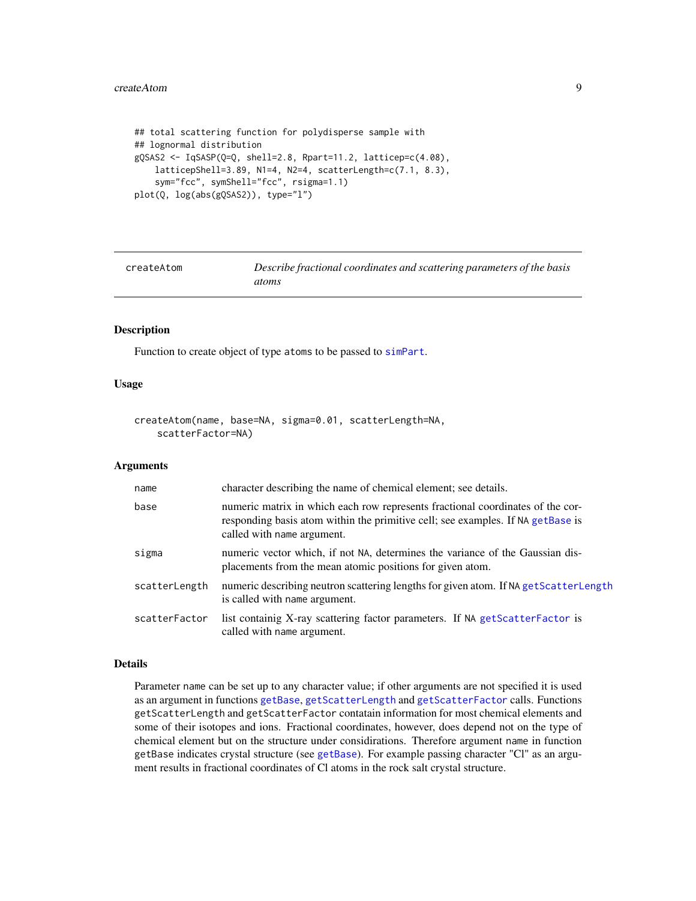```
## total scattering function for polydisperse sample with
## lognormal distribution
gQSAS2 <- IqSASP(Q=Q, shell=2.8, Rpart=11.2, latticep=c(4.08),
    latticepShell=3.89, N1=4, N2=4, scatterLength=c(7.1, 8.3),
    sym="fcc", symShell="fcc", rsigma=1.1)
plot(Q, log(abs(gQSAS2)), type="l")
```

---

## createAtom — *Describe fractional coordinates and scattering parameters of the basis atoms*

---

### Description

Function to create object of type atoms to be passed to simPart.

### Usage

```
createAtom(name, base=NA, sigma=0.01, scatterLength=NA,
    scatterFactor=NA)
```

### Arguments

| | |
|---|---|
| name | character describing the name of chemical element; see details. |
| base | numeric matrix in which each row represents fractional coordinates of the corresponding basis atom within the primitive cell; see examples. If NA getBase is called with name argument. |
| sigma | numeric vector which, if not NA, determines the variance of the Gaussian displacements from the mean atomic positions for given atom. |
| scatterLength | numeric describing neutron scattering lengths for given atom. If NA getScatterLength is called with name argument. |
| scatterFactor | list containig X-ray scattering factor parameters. If NA getScatterFactor is called with name argument. |

### Details

Parameter name can be set up to any character value; if other arguments are not specified it is used as an argument in functions getBase, getScatterLength and getScatterFactor calls. Functions getScatterLength and getScatterFactor contatain information for most chemical elements and some of their isotopes and ions. Fractional coordinates, however, does depend not on the type of chemical element but on the structure under considirations. Therefore argument name in function getBase indicates crystal structure (see getBase). For example passing character "Cl" as an argument results in fractional coordinates of Cl atoms in the rock salt crystal structure.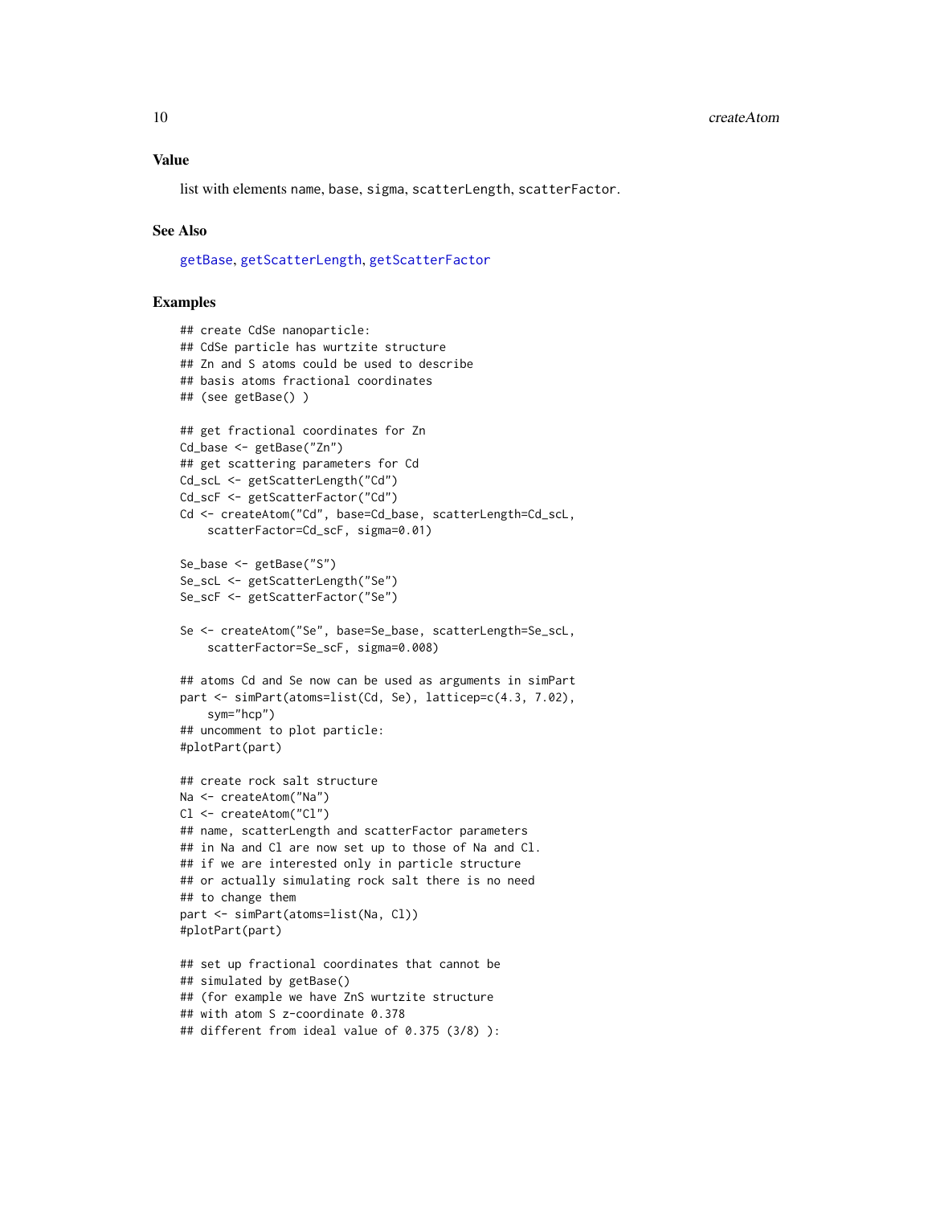## Value

list with elements `name`, `base`, `sigma`, `scatterLength`, `scatterFactor`.

## See Also

`getBase`, `getScatterLength`, `getScatterFactor`

## Examples

```
## create CdSe nanoparticle:
## CdSe particle has wurtzite structure
## Zn and S atoms could be used to describe
## basis atoms fractional coordinates
## (see getBase() )

## get fractional coordinates for Zn
Cd_base <- getBase("Zn")
## get scattering parameters for Cd
Cd_scL <- getScatterLength("Cd")
Cd_scF <- getScatterFactor("Cd")
Cd <- createAtom("Cd", base=Cd_base, scatterLength=Cd_scL,
    scatterFactor=Cd_scF, sigma=0.01)

Se_base <- getBase("S")
Se_scL <- getScatterLength("Se")
Se_scF <- getScatterFactor("Se")

Se <- createAtom("Se", base=Se_base, scatterLength=Se_scL,
    scatterFactor=Se_scF, sigma=0.008)

## atoms Cd and Se now can be used as arguments in simPart
part <- simPart(atoms=list(Cd, Se), latticep=c(4.3, 7.02),
    sym="hcp")
## uncomment to plot particle:
#plotPart(part)

## create rock salt structure
Na <- createAtom("Na")
Cl <- createAtom("Cl")
## name, scatterLength and scatterFactor parameters
## in Na and Cl are now set up to those of Na and Cl.
## if we are interested only in particle structure
## or actually simulating rock salt there is no need
## to change them
part <- simPart(atoms=list(Na, Cl))
#plotPart(part)

## set up fractional coordinates that cannot be
## simulated by getBase()
## (for example we have ZnS wurtzite structure
## with atom S z-coordinate 0.378
## different from ideal value of 0.375 (3/8) ):
```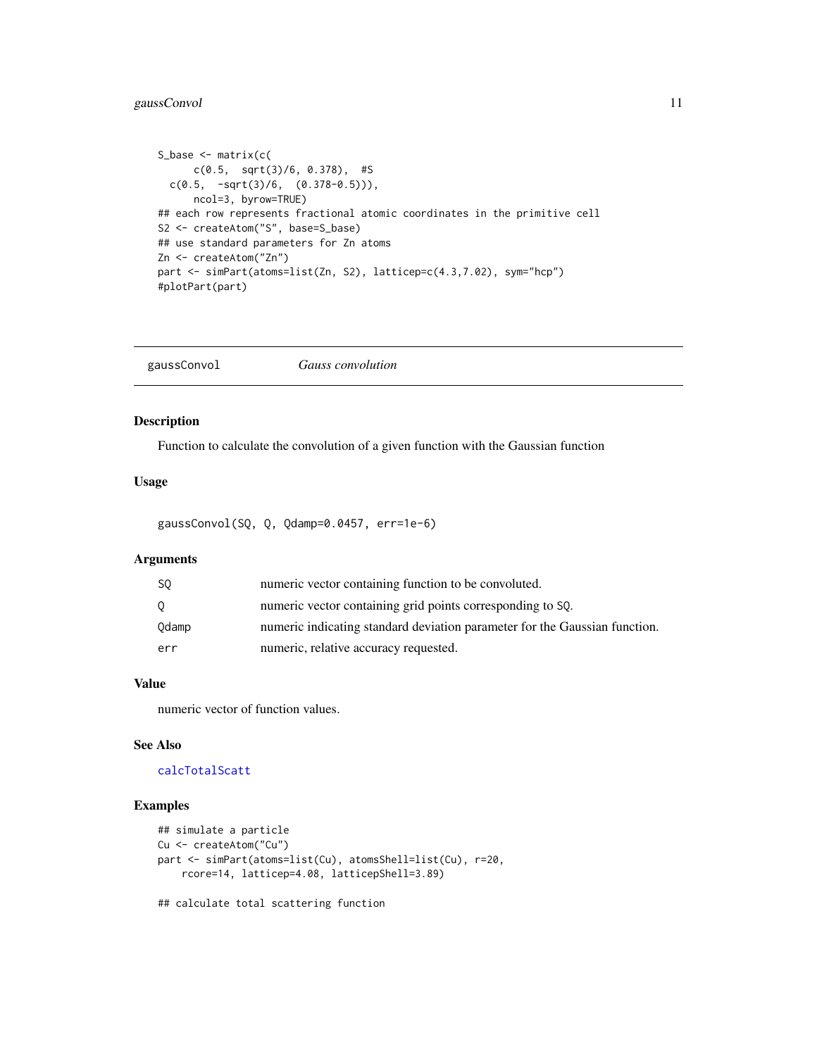```
S_base <- matrix(c(
      c(0.5,  sqrt(3)/6, 0.378),  #S
  c(0.5,  -sqrt(3)/6,  (0.378-0.5))),
      ncol=3, byrow=TRUE)
## each row represents fractional atomic coordinates in the primitive cell
S2 <- createAtom("S", base=S_base)
## use standard parameters for Zn atoms
Zn <- createAtom("Zn")
part <- simPart(atoms=list(Zn, S2), latticep=c(4.3,7.02), sym="hcp")
#plotPart(part)
```

---

## gaussConvol — *Gauss convolution*

### Description

Function to calculate the convolution of a given function with the Gaussian function

### Usage

```
gaussConvol(SQ, Q, Qdamp=0.0457, err=1e-6)
```

### Arguments

| | |
|---|---|
| SQ | numeric vector containing function to be convoluted. |
| Q | numeric vector containing grid points corresponding to SQ. |
| Qdamp | numeric indicating standard deviation parameter for the Gaussian function. |
| err | numeric, relative accuracy requested. |

### Value

numeric vector of function values.

### See Also

calcTotalScatt

### Examples

```
## simulate a particle
Cu <- createAtom("Cu")
part <- simPart(atoms=list(Cu), atomsShell=list(Cu), r=20,
    rcore=14, latticep=4.08, latticepShell=3.89)

## calculate total scattering function
```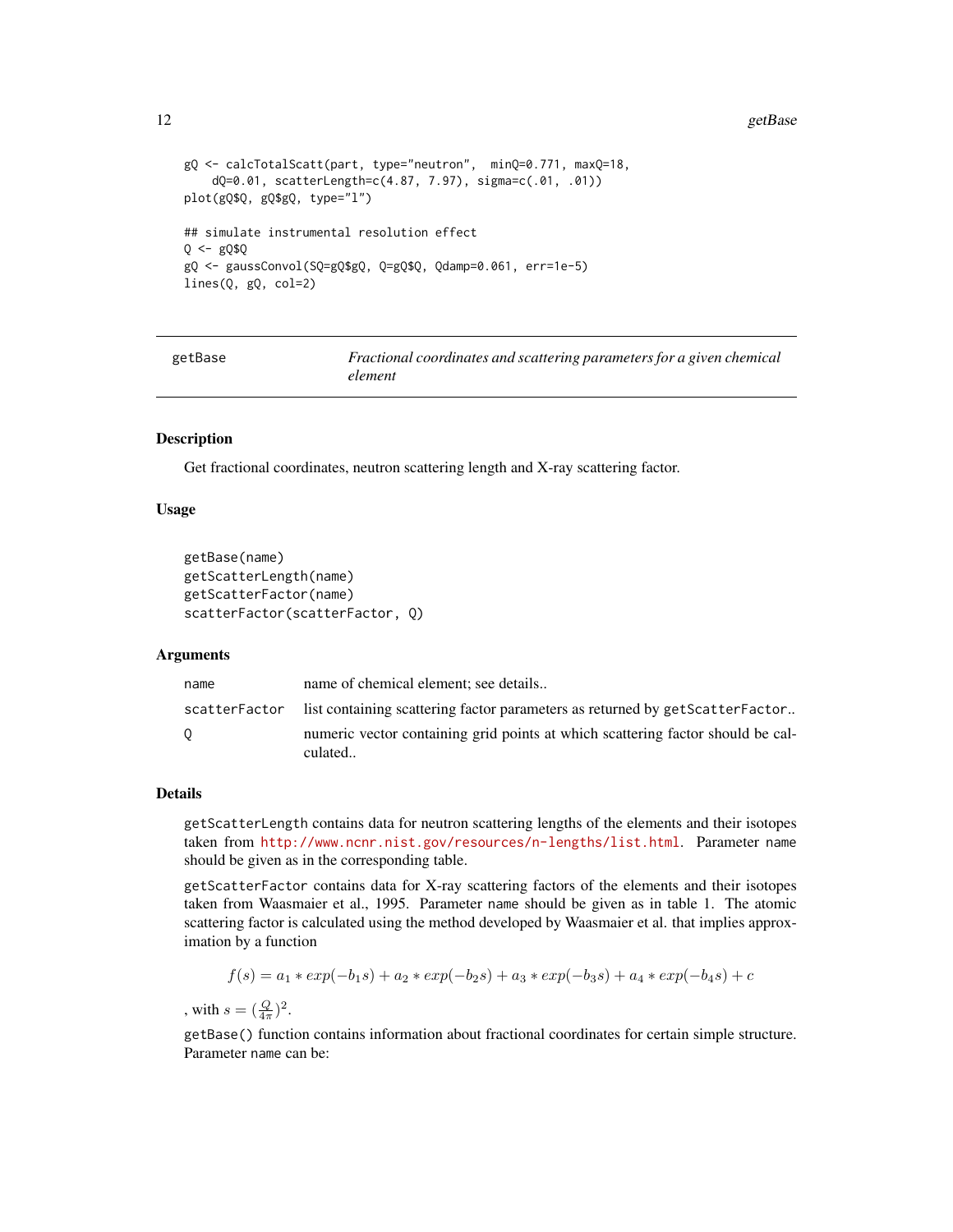```
gQ <- calcTotalScatt(part, type="neutron",  minQ=0.771, maxQ=18,
    dQ=0.01, scatterLength=c(4.87, 7.97), sigma=c(.01, .01))
plot(gQ$Q, gQ$gQ, type="l")

## simulate instrumental resolution effect
Q <- gQ$Q
gQ <- gaussConvol(SQ=gQ$gQ, Q=gQ$Q, Qdamp=0.061, err=1e-5)
lines(Q, gQ, col=2)
```

---

## getBase — *Fractional coordinates and scattering parameters for a given chemical element*

---

### Description

Get fractional coordinates, neutron scattering length and X-ray scattering factor.

### Usage

```
getBase(name)
getScatterLength(name)
getScatterFactor(name)
scatterFactor(scatterFactor, Q)
```

### Arguments

| | |
|---|---|
| name | name of chemical element; see details.. |
| scatterFactor | list containing scattering factor parameters as returned by getScatterFactor.. |
| Q | numeric vector containing grid points at which scattering factor should be calculated.. |

### Details

`getScatterLength` contains data for neutron scattering lengths of the elements and their isotopes taken from http://www.ncnr.nist.gov/resources/n-lengths/list.html. Parameter `name` should be given as in the corresponding table.

`getScatterFactor` contains data for X-ray scattering factors of the elements and their isotopes taken from Waasmaier et al., 1995. Parameter `name` should be given as in table 1. The atomic scattering factor is calculated using the method developed by Waasmaier et al. that implies approximation by a function

$$f(s) = a_1 * exp(-b_1 s) + a_2 * exp(-b_2 s) + a_3 * exp(-b_3 s) + a_4 * exp(-b_4 s) + c$$

, with $s = (\frac{Q}{4\pi})^2$.

`getBase()` function contains information about fractional coordinates for certain simple structure. Parameter `name` can be: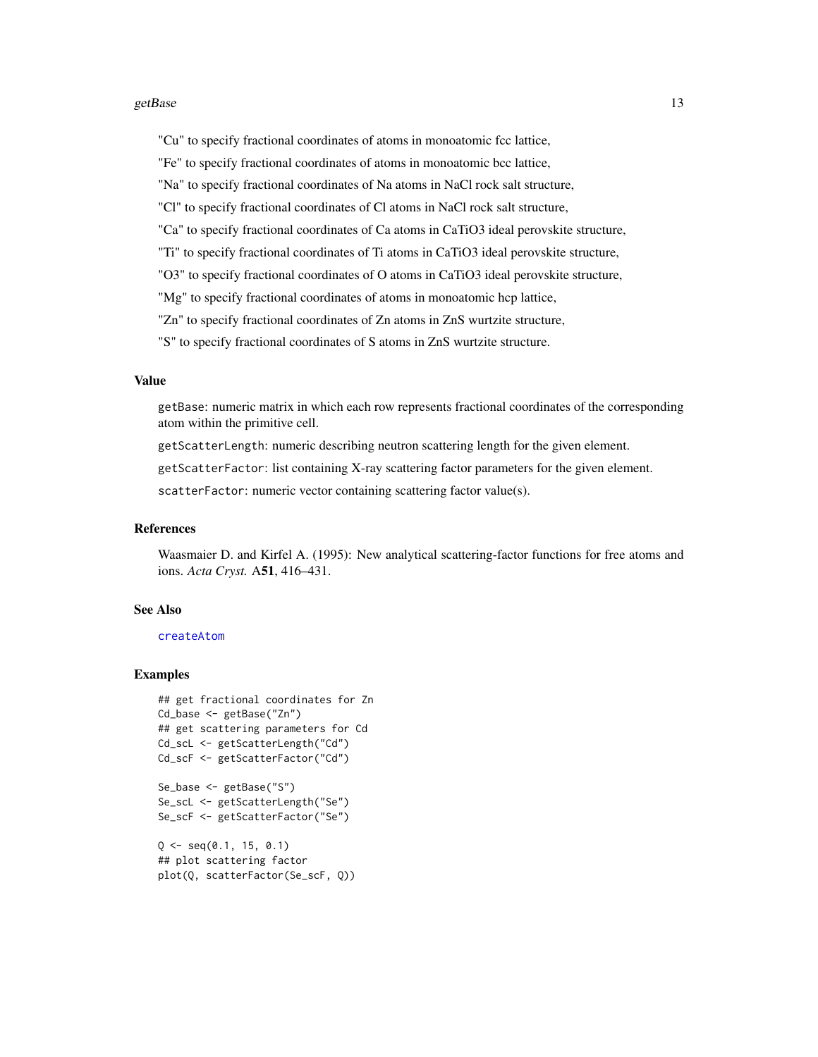"Cu" to specify fractional coordinates of atoms in monoatomic fcc lattice,

"Fe" to specify fractional coordinates of atoms in monoatomic bcc lattice,

"Na" to specify fractional coordinates of Na atoms in NaCl rock salt structure,

"Cl" to specify fractional coordinates of Cl atoms in NaCl rock salt structure,

"Ca" to specify fractional coordinates of Ca atoms in $CaTiO_3$ ideal perovskite structure,

"Ti" to specify fractional coordinates of Ti atoms in $CaTiO_3$ ideal perovskite structure,

"O3" to specify fractional coordinates of O atoms in $CaTiO_3$ ideal perovskite structure,

"Mg" to specify fractional coordinates of atoms in monoatomic hcp lattice,

"Zn" to specify fractional coordinates of Zn atoms in ZnS wurtzite structure,

"S" to specify fractional coordinates of S atoms in ZnS wurtzite structure.

### Value

`getBase`: numeric matrix in which each row represents fractional coordinates of the corresponding atom within the primitive cell.

`getScatterLength`: numeric describing neutron scattering length for the given element.

`getScatterFactor`: list containing X-ray scattering factor parameters for the given element.

`scatterFactor`: numeric vector containing scattering factor value(s).

### References

Waasmaier D. and Kirfel A. (1995): New analytical scattering-factor functions for free atoms and ions. *Acta Cryst.* A**51**, 416–431.

### See Also

`createAtom`

### Examples

```
## get fractional coordinates for Zn
Cd_base <- getBase("Zn")
## get scattering parameters for Cd
Cd_scL <- getScatterLength("Cd")
Cd_scF <- getScatterFactor("Cd")

Se_base <- getBase("S")
Se_scL <- getScatterLength("Se")
Se_scF <- getScatterFactor("Se")

Q <- seq(0.1, 15, 0.1)
## plot scattering factor
plot(Q, scatterFactor(Se_scF, Q))
```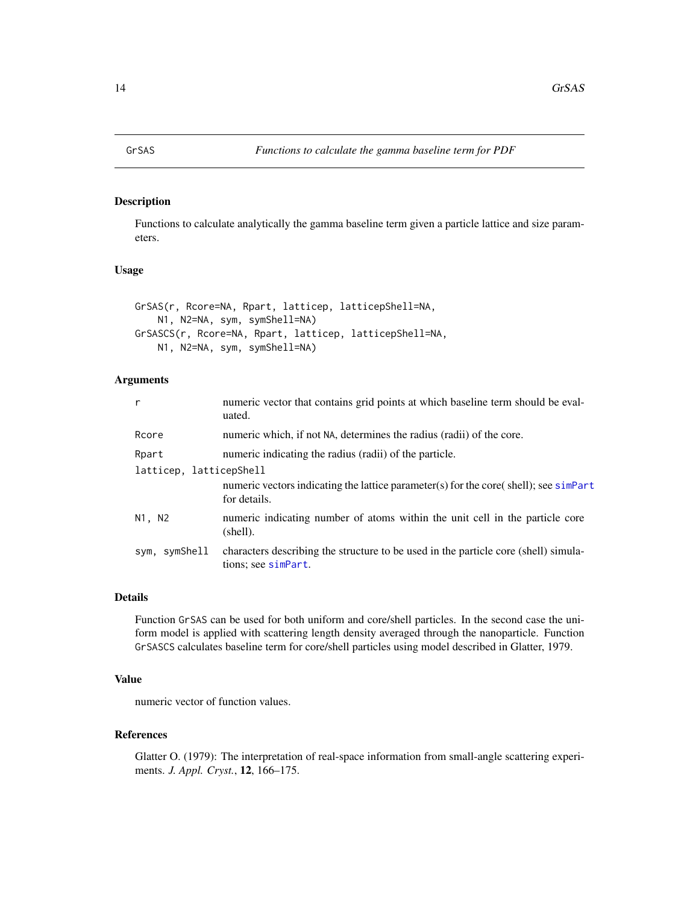GrSAS — *Functions to calculate the gamma baseline term for PDF*

## Description

Functions to calculate analytically the gamma baseline term given a particle lattice and size parameters.

## Usage

```
GrSAS(r, Rcore=NA, Rpart, latticep, latticepShell=NA,
    N1, N2=NA, sym, symShell=NA)
GrSASCS(r, Rcore=NA, Rpart, latticep, latticepShell=NA,
    N1, N2=NA, sym, symShell=NA)
```

## Arguments

| | |
|---|---|
| `r` | numeric vector that contains grid points at which baseline term should be evaluated. |
| `Rcore` | numeric which, if not `NA`, determines the radius (radii) of the core. |
| `Rpart` | numeric indicating the radius (radii) of the particle. |
| `latticep, latticepShell` | numeric vectors indicating the lattice parameter(s) for the core( shell); see `simPart` for details. |
| `N1, N2` | numeric indicating number of atoms within the unit cell in the particle core (shell). |
| `sym, symShell` | characters describing the structure to be used in the particle core (shell) simulations; see `simPart`. |

## Details

Function `GrSAS` can be used for both uniform and core/shell particles. In the second case the uniform model is applied with scattering length density averaged through the nanoparticle. Function `GrSASCS` calculates baseline term for core/shell particles using model described in Glatter, 1979.

## Value

numeric vector of function values.

## References

Glatter O. (1979): The interpretation of real-space information from small-angle scattering experiments. *J. Appl. Cryst.*, **12**, 166–175.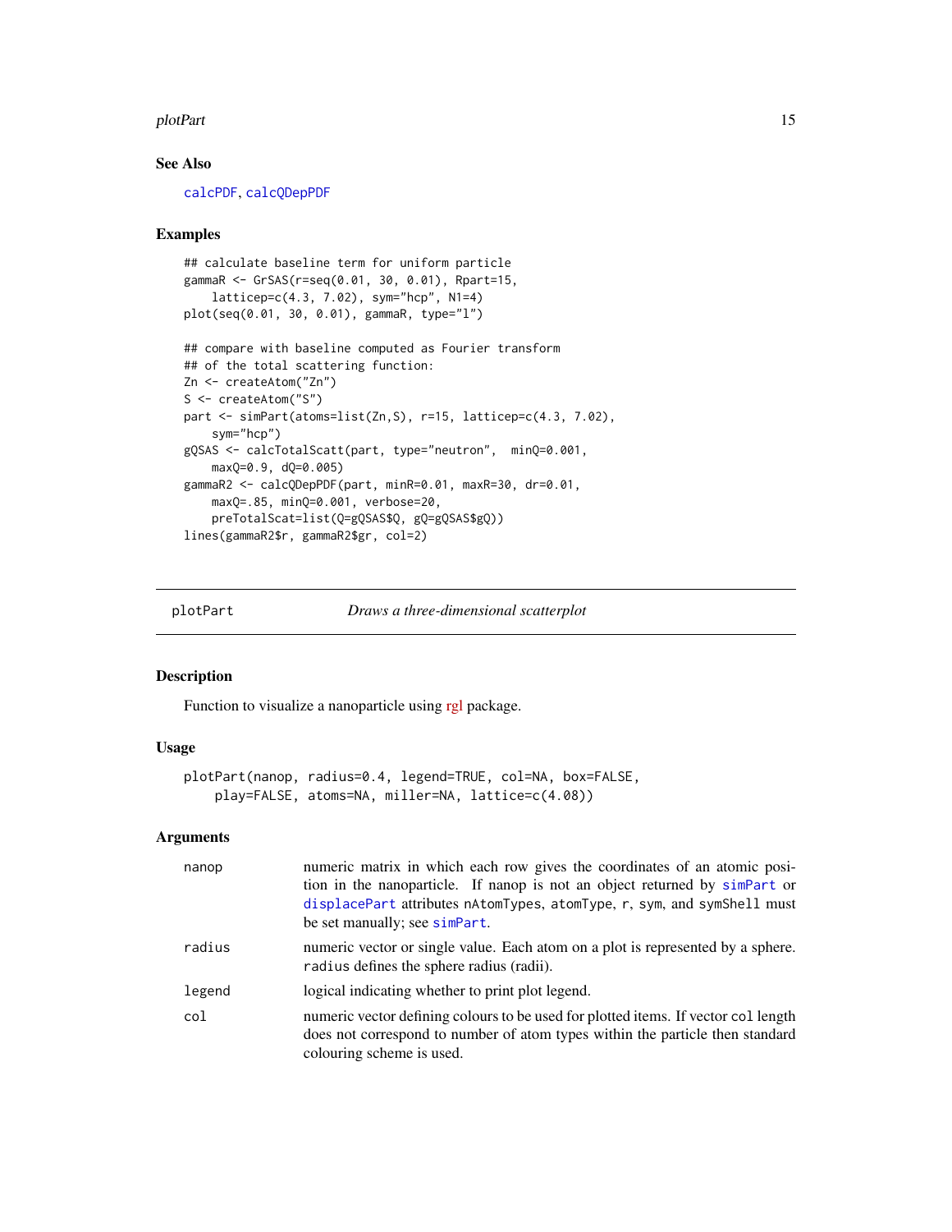## See Also

calcPDF, calcQDepPDF

## Examples

```
## calculate baseline term for uniform particle
gammaR <- GrSAS(r=seq(0.01, 30, 0.01), Rpart=15,
    latticep=c(4.3, 7.02), sym="hcp", N1=4)
plot(seq(0.01, 30, 0.01), gammaR, type="l")

## compare with baseline computed as Fourier transform
## of the total scattering function:
Zn <- createAtom("Zn")
S <- createAtom("S")
part <- simPart(atoms=list(Zn,S), r=15, latticep=c(4.3, 7.02),
    sym="hcp")
gQSAS <- calcTotalScatt(part, type="neutron",  minQ=0.001,
    maxQ=0.9, dQ=0.005)
gammaR2 <- calcQDepPDF(part, minR=0.01, maxR=30, dr=0.01,
    maxQ=.85, minQ=0.001, verbose=20,
    preTotalScat=list(Q=gQSAS$Q, gQ=gQSAS$gQ))
lines(gammaR2$r, gammaR2$gr, col=2)
```

---

# plotPart — *Draws a three-dimensional scatterplot*

## Description

Function to visualize a nanoparticle using rgl package.

## Usage

```
plotPart(nanop, radius=0.4, legend=TRUE, col=NA, box=FALSE,
    play=FALSE, atoms=NA, miller=NA, lattice=c(4.08))
```

## Arguments

| | |
|---|---|
| `nanop` | numeric matrix in which each row gives the coordinates of an atomic position in the nanoparticle. If nanop is not an object returned by `simPart` or `displacePart` attributes `nAtomTypes`, `atomType`, `r`, `sym`, and `symShell` must be set manually; see `simPart`. |
| `radius` | numeric vector or single value. Each atom on a plot is represented by a sphere. `radius` defines the sphere radius (radii). |
| `legend` | logical indicating whether to print plot legend. |
| `col` | numeric vector defining colours to be used for plotted items. If vector `col` length does not correspond to number of atom types within the particle then standard colouring scheme is used. |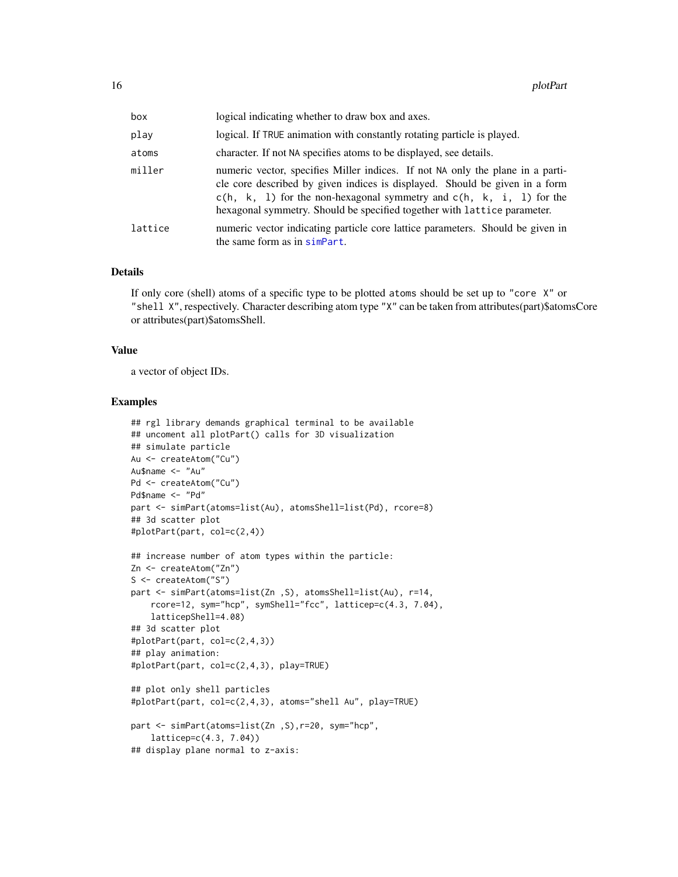| | |
|---|---|
| box | logical indicating whether to draw box and axes. |
| play | logical. If TRUE animation with constantly rotating particle is played. |
| atoms | character. If not NA specifies atoms to be displayed, see details. |
| miller | numeric vector, specifies Miller indices. If not NA only the plane in a particle core described by given indices is displayed. Should be given in a form c(h, k, l) for the non-hexagonal symmetry and c(h, k, i, l) for the hexagonal symmetry. Should be specified together with lattice parameter. |
| lattice | numeric vector indicating particle core lattice parameters. Should be given in the same form as in simPart. |

### Details

If only core (shell) atoms of a specific type to be plotted atoms should be set up to "core X" or "shell X", respectively. Character describing atom type "X" can be taken from attributes(part)$atomsCore or attributes(part)$atomsShell.

### Value

a vector of object IDs.

### Examples

```
## rgl library demands graphical terminal to be available
## uncoment all plotPart() calls for 3D visualization
## simulate particle
Au <- createAtom("Cu")
Au$name <- "Au"
Pd <- createAtom("Cu")
Pd$name <- "Pd"
part <- simPart(atoms=list(Au), atomsShell=list(Pd), rcore=8)
## 3d scatter plot
#plotPart(part, col=c(2,4))

## increase number of atom types within the particle:
Zn <- createAtom("Zn")
S <- createAtom("S")
part <- simPart(atoms=list(Zn ,S), atomsShell=list(Au), r=14,
    rcore=12, sym="hcp", symShell="fcc", latticep=c(4.3, 7.04),
    latticepShell=4.08)
## 3d scatter plot
#plotPart(part, col=c(2,4,3))
## play animation:
#plotPart(part, col=c(2,4,3), play=TRUE)

## plot only shell particles
#plotPart(part, col=c(2,4,3), atoms="shell Au", play=TRUE)

part <- simPart(atoms=list(Zn ,S),r=20, sym="hcp",
    latticep=c(4.3, 7.04))
## display plane normal to z-axis:
```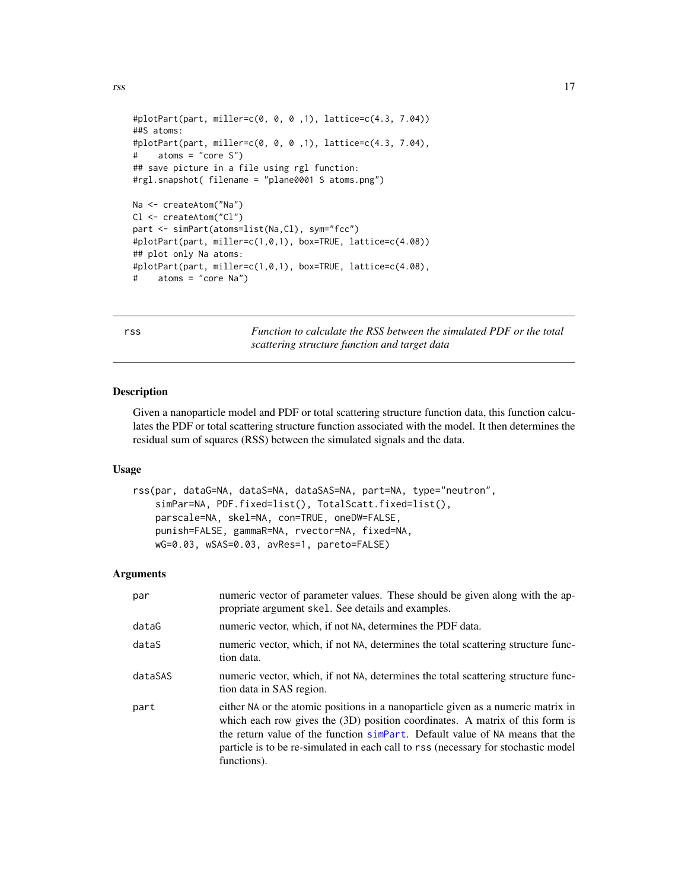```
#plotPart(part, miller=c(0, 0, 0 ,1), lattice=c(4.3, 7.04))
##S atoms:
#plotPart(part, miller=c(0, 0, 0 ,1), lattice=c(4.3, 7.04),
#    atoms = "core S")
## save picture in a file using rgl function:
#rgl.snapshot( filename = "plane0001 S atoms.png")

Na <- createAtom("Na")
Cl <- createAtom("Cl")
part <- simPart(atoms=list(Na,Cl), sym="fcc")
#plotPart(part, miller=c(1,0,1), box=TRUE, lattice=c(4.08))
## plot only Na atoms:
#plotPart(part, miller=c(1,0,1), box=TRUE, lattice=c(4.08),
#    atoms = "core Na")
```

## rss — *Function to calculate the RSS between the simulated PDF or the total scattering structure function and target data*

### Description

Given a nanoparticle model and PDF or total scattering structure function data, this function calculates the PDF or total scattering structure function associated with the model. It then determines the residual sum of squares (RSS) between the simulated signals and the data.

### Usage

```
rss(par, dataG=NA, dataS=NA, dataSAS=NA, part=NA, type="neutron",
    simPar=NA, PDF.fixed=list(), TotalScatt.fixed=list(),
    parscale=NA, skel=NA, con=TRUE, oneDW=FALSE,
    punish=FALSE, gammaR=NA, rvector=NA, fixed=NA,
    wG=0.03, wSAS=0.03, avRes=1, pareto=FALSE)
```

### Arguments

| | |
|---|---|
| `par` | numeric vector of parameter values. These should be given along with the appropriate argument `skel`. See details and examples. |
| `dataG` | numeric vector, which, if not `NA`, determines the PDF data. |
| `dataS` | numeric vector, which, if not `NA`, determines the total scattering structure function data. |
| `dataSAS` | numeric vector, which, if not `NA`, determines the total scattering structure function data in SAS region. |
| `part` | either `NA` or the atomic positions in a nanoparticle given as a numeric matrix in which each row gives the (3D) position coordinates. A matrix of this form is the return value of the function `simPart`. Default value of `NA` means that the particle is to be re-simulated in each call to `rss` (necessary for stochastic model functions). |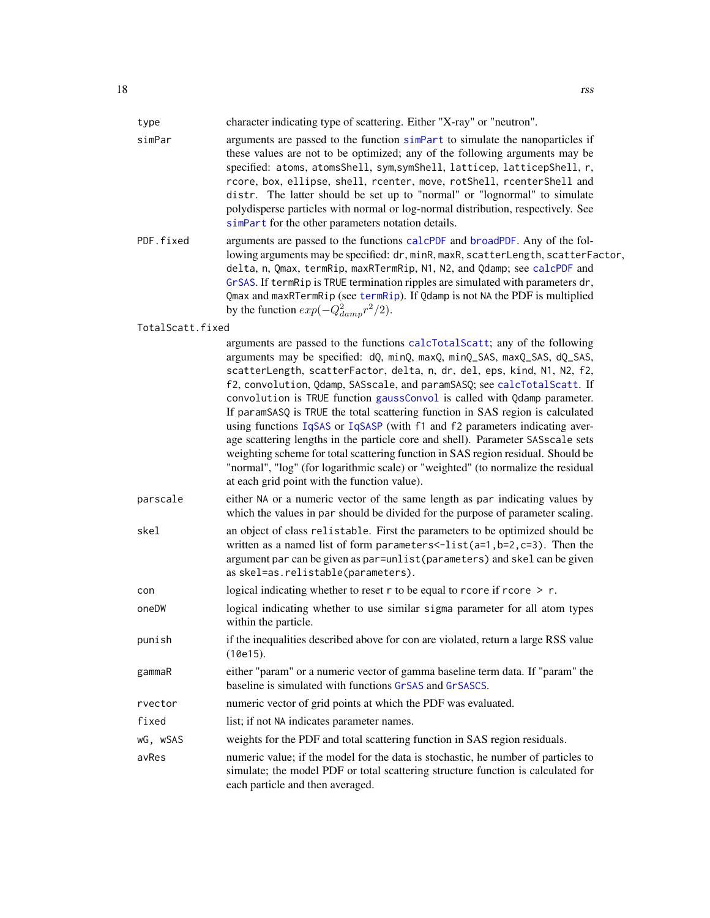| | |
|---|---|
| type | character indicating type of scattering. Either "X-ray" or "neutron". |
| simPar | arguments are passed to the function simPart to simulate the nanoparticles if these values are not to be optimized; any of the following arguments may be specified: atoms, atomsShell, sym,symShell, latticep, latticepShell, r, rcore, box, ellipse, shell, rcenter, move, rotShell, rcenterShell and distr. The latter should be set up to "normal" or "lognormal" to simulate polydisperse particles with normal or log-normal distribution, respectively. See simPart for the other parameters notation details. |
| PDF.fixed | arguments are passed to the functions calcPDF and broadPDF. Any of the following arguments may be specified: dr, minR, maxR, scatterLength, scatterFactor, delta, n, Qmax, termRip, maxRTermRip, N1, N2, and Qdamp; see calcPDF and GrSAS. If termRip is TRUE termination ripples are simulated with parameters dr, Qmax and maxRTermRip (see termRip). If Qdamp is not NA the PDF is multiplied by the function $exp(-Q_{damp}^2 r^2/2)$. |
| TotalScatt.fixed | arguments are passed to the functions calcTotalScatt; any of the following arguments may be specified: dQ, minQ, maxQ, minQ_SAS, maxQ_SAS, dQ_SAS, scatterLength, scatterFactor, delta, n, dr, del, eps, kind, N1, N2, f2, f2, convolution, Qdamp, SASscale, and paramSASQ; see calcTotalScatt. If convolution is TRUE function gaussConvol is called with Qdamp parameter. If paramSASQ is TRUE the total scattering function in SAS region is calculated using functions IqSAS or IqSASP (with f1 and f2 parameters indicating average scattering lengths in the particle core and shell). Parameter SASscale sets weighting scheme for total scattering function in SAS region residual. Should be "normal", "log" (for logarithmic scale) or "weighted" (to normalize the residual at each grid point with the function value). |
| parscale | either NA or a numeric vector of the same length as par indicating values by which the values in par should be divided for the purpose of parameter scaling. |
| skel | an object of class relistable. First the parameters to be optimized should be written as a named list of form parameters<-list(a=1,b=2,c=3). Then the argument par can be given as par=unlist(parameters) and skel can be given as skel=as.relistable(parameters). |
| con | logical indicating whether to reset r to be equal to rcore if rcore > r. |
| oneDW | logical indicating whether to use similar sigma parameter for all atom types within the particle. |
| punish | if the inequalities described above for con are violated, return a large RSS value (10e15). |
| gammaR | either "param" or a numeric vector of gamma baseline term data. If "param" the baseline is simulated with functions GrSAS and GrSASCS. |
| rvector | numeric vector of grid points at which the PDF was evaluated. |
| fixed | list; if not NA indicates parameter names. |
| wG, wSAS | weights for the PDF and total scattering function in SAS region residuals. |
| avRes | numeric value; if the model for the data is stochastic, he number of particles to simulate; the model PDF or total scattering structure function is calculated for each particle and then averaged. |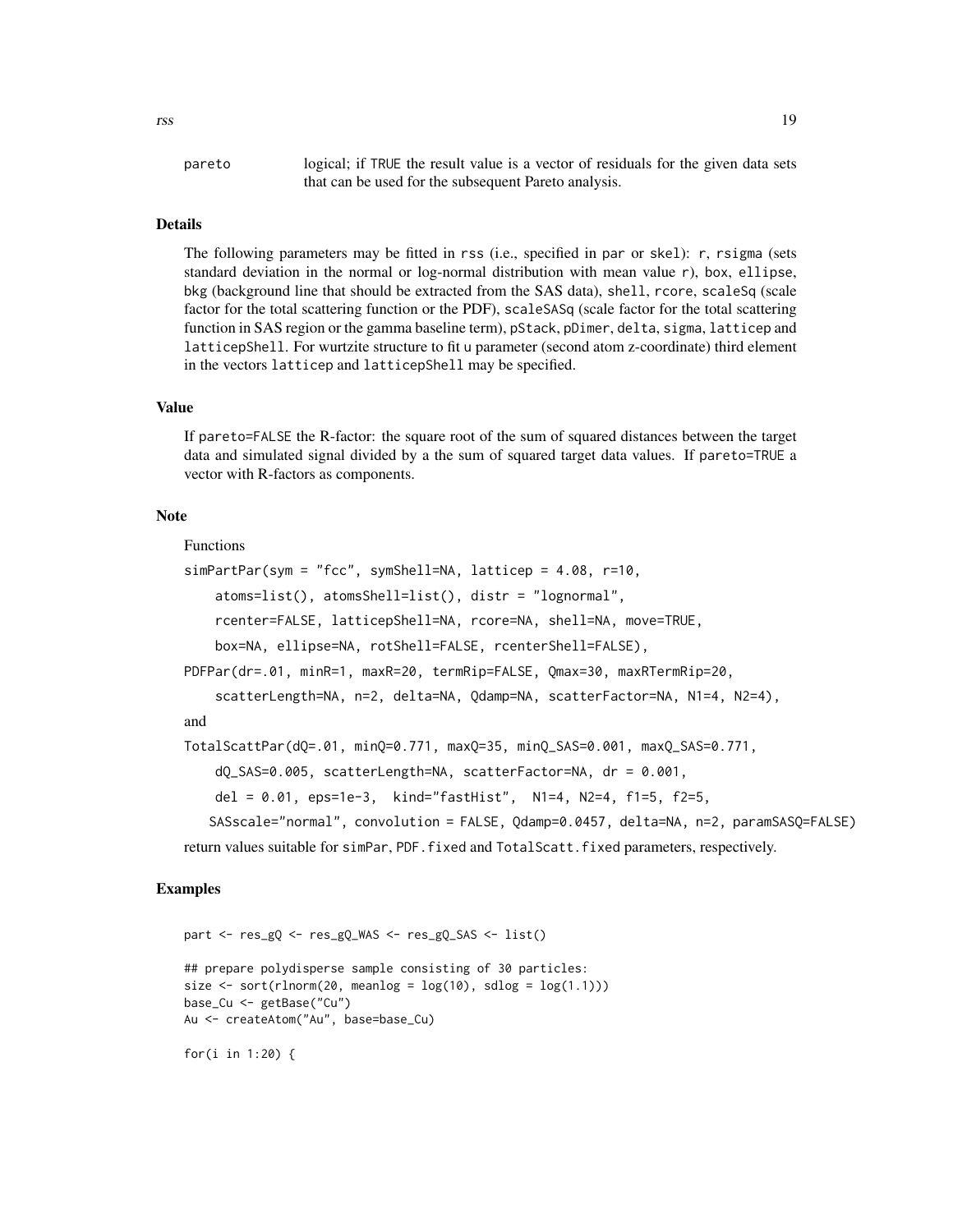pareto logical; if TRUE the result value is a vector of residuals for the given data sets that can be used for the subsequent Pareto analysis.

## Details

The following parameters may be fitted in rss (i.e., specified in par or skel): r, rsigma (sets standard deviation in the normal or log-normal distribution with mean value r), box, ellipse, bkg (background line that should be extracted from the SAS data), shell, rcore, scaleSq (scale factor for the total scattering function or the PDF), scaleSASq (scale factor for the total scattering function in SAS region or the gamma baseline term), pStack, pDimer, delta, sigma, latticep and latticepShell. For wurtzite structure to fit u parameter (second atom z-coordinate) third element in the vectors latticep and latticepShell may be specified.

## Value

If pareto=FALSE the R-factor: the square root of the sum of squared distances between the target data and simulated signal divided by a the sum of squared target data values. If pareto=TRUE a vector with R-factors as components.

## Note

Functions

```
simPartPar(sym = "fcc", symShell=NA, latticep = 4.08, r=10,
    atoms=list(), atomsShell=list(), distr = "lognormal",
    rcenter=FALSE, latticepShell=NA, rcore=NA, shell=NA, move=TRUE,
    box=NA, ellipse=NA, rotShell=FALSE, rcenterShell=FALSE),
```

```
PDFPar(dr=.01, minR=1, maxR=20, termRip=FALSE, Qmax=30, maxRTermRip=20,
    scatterLength=NA, n=2, delta=NA, Qdamp=NA, scatterFactor=NA, N1=4, N2=4),
```

and

```
TotalScattPar(dQ=.01, minQ=0.771, maxQ=35, minQ_SAS=0.001, maxQ_SAS=0.771,
    dQ_SAS=0.005, scatterLength=NA, scatterFactor=NA, dr = 0.001,
    del = 0.01, eps=1e-3,  kind="fastHist",  N1=4, N2=4, f1=5, f2=5,
   SASscale="normal", convolution = FALSE, Qdamp=0.0457, delta=NA, n=2, paramSASQ=FALSE)
```

return values suitable for simPar, PDF.fixed and TotalScatt.fixed parameters, respectively.

## Examples

```
part <- res_gQ <- res_gQ_WAS <- res_gQ_SAS <- list()

## prepare polydisperse sample consisting of 30 particles:
size <- sort(rlnorm(20, meanlog = log(10), sdlog = log(1.1)))
base_Cu <- getBase("Cu")
Au <- createAtom("Au", base=base_Cu)

for(i in 1:20) {
```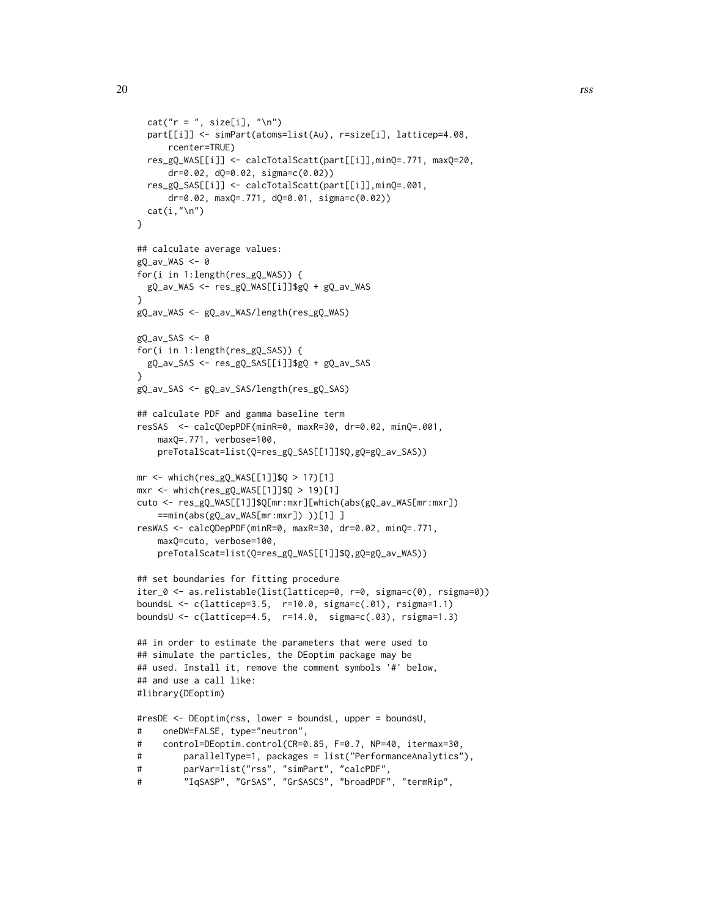```
  cat("r = ", size[i], "\n")
  part[[i]] <- simPart(atoms=list(Au), r=size[i], latticep=4.08,
      rcenter=TRUE)
  res_gQ_WAS[[i]] <- calcTotalScatt(part[[i]],minQ=.771, maxQ=20,
      dr=0.02, dQ=0.02, sigma=c(0.02))
  res_gQ_SAS[[i]] <- calcTotalScatt(part[[i]],minQ=.001,
      dr=0.02, maxQ=.771, dQ=0.01, sigma=c(0.02))
  cat(i,"\n")
}

## calculate average values:
gQ_av_WAS <- 0
for(i in 1:length(res_gQ_WAS)) {
  gQ_av_WAS <- res_gQ_WAS[[i]]$gQ + gQ_av_WAS
}
gQ_av_WAS <- gQ_av_WAS/length(res_gQ_WAS)

gQ_av_SAS <- 0
for(i in 1:length(res_gQ_SAS)) {
  gQ_av_SAS <- res_gQ_SAS[[i]]$gQ + gQ_av_SAS
}
gQ_av_SAS <- gQ_av_SAS/length(res_gQ_SAS)

## calculate PDF and gamma baseline term
resSAS  <- calcQDepPDF(minR=0, maxR=30, dr=0.02, minQ=.001,
    maxQ=.771, verbose=100,
    preTotalScat=list(Q=res_gQ_SAS[[1]]$Q,gQ=gQ_av_SAS))

mr <- which(res_gQ_WAS[[1]]$Q > 17)[1]
mxr <- which(res_gQ_WAS[[1]]$Q > 19)[1]
cuto <- res_gQ_WAS[[1]]$Q[mr:mxr][which(abs(gQ_av_WAS[mr:mxr])
    ==min(abs(gQ_av_WAS[mr:mxr]) ))[1] ]
resWAS <- calcQDepPDF(minR=0, maxR=30, dr=0.02, minQ=.771,
    maxQ=cuto, verbose=100,
    preTotalScat=list(Q=res_gQ_WAS[[1]]$Q,gQ=gQ_av_WAS))

## set boundaries for fitting procedure
iter_0 <- as.relistable(list(latticep=0, r=0, sigma=c(0), rsigma=0))
boundsL <- c(latticep=3.5,  r=10.0, sigma=c(.01), rsigma=1.1)
boundsU <- c(latticep=4.5,  r=14.0,  sigma=c(.03), rsigma=1.3)

## in order to estimate the parameters that were used to
## simulate the particles, the DEoptim package may be
## used. Install it, remove the comment symbols '#' below,
## and use a call like:
#library(DEoptim)

#resDE <- DEoptim(rss, lower = boundsL, upper = boundsU,
#    oneDW=FALSE, type="neutron",
#    control=DEoptim.control(CR=0.85, F=0.7, NP=40, itermax=30,
#        parallelType=1, packages = list("PerformanceAnalytics"),
#        parVar=list("rss", "simPart", "calcPDF",
#        "IqSASP", "GrSAS", "GrSASCS", "broadPDF", "termRip",
```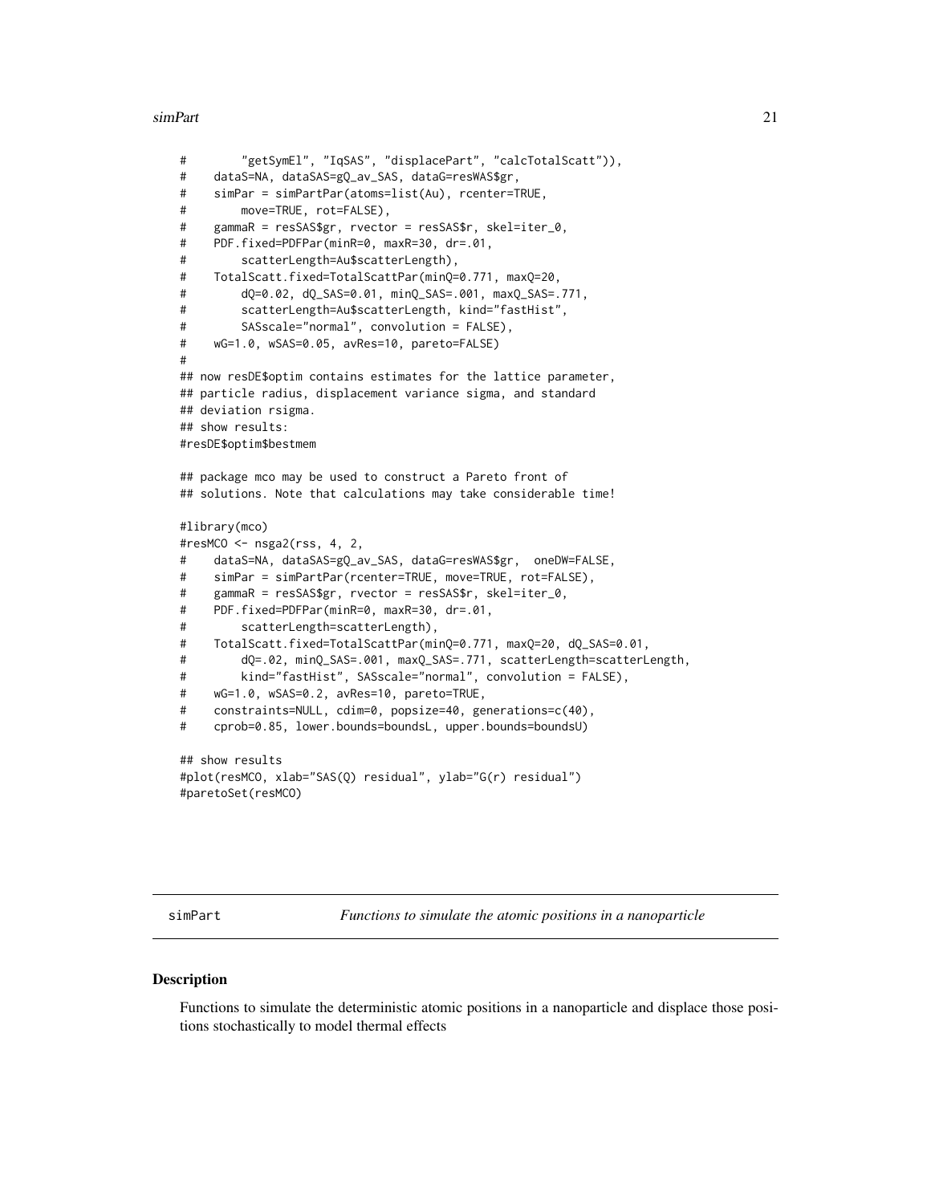```
#         "getSymEl", "IqSAS", "displacePart", "calcTotalScatt")),
#     dataS=NA, dataSAS=gQ_av_SAS, dataG=resWAS$gr,
#     simPar = simPartPar(atoms=list(Au), rcenter=TRUE,
#         move=TRUE, rot=FALSE),
#     gammaR = resSAS$gr, rvector = resSAS$r, skel=iter_0,
#     PDF.fixed=PDFPar(minR=0, maxR=30, dr=.01,
#         scatterLength=Au$scatterLength),
#     TotalScatt.fixed=TotalScattPar(minQ=0.771, maxQ=20,
#         dQ=0.02, dQ_SAS=0.01, minQ_SAS=.001, maxQ_SAS=.771,
#         scatterLength=Au$scatterLength, kind="fastHist",
#         SASscale="normal", convolution = FALSE),
#     wG=1.0, wSAS=0.05, avRes=10, pareto=FALSE)
#
## now resDE$optim contains estimates for the lattice parameter,
## particle radius, displacement variance sigma, and standard
## deviation rsigma.
## show results:
#resDE$optim$bestmem

## package mco may be used to construct a Pareto front of
## solutions. Note that calculations may take considerable time!

#library(mco)
#resMCO <- nsga2(rss, 4, 2,
#     dataS=NA, dataSAS=gQ_av_SAS, dataG=resWAS$gr,  oneDW=FALSE,
#     simPar = simPartPar(rcenter=TRUE, move=TRUE, rot=FALSE),
#     gammaR = resSAS$gr, rvector = resSAS$r, skel=iter_0,
#     PDF.fixed=PDFPar(minR=0, maxR=30, dr=.01,
#         scatterLength=scatterLength),
#     TotalScatt.fixed=TotalScattPar(minQ=0.771, maxQ=20, dQ_SAS=0.01,
#         dQ=.02, minQ_SAS=.001, maxQ_SAS=.771, scatterLength=scatterLength,
#         kind="fastHist", SASscale="normal", convolution = FALSE),
#     wG=1.0, wSAS=0.2, avRes=10, pareto=TRUE,
#     constraints=NULL, cdim=0, popsize=40, generations=c(40),
#     cprob=0.85, lower.bounds=boundsL, upper.bounds=boundsU)

## show results
#plot(resMCO, xlab="SAS(Q) residual", ylab="G(r) residual")
#paretoSet(resMCO)
```

---

simPart — *Functions to simulate the atomic positions in a nanoparticle*

## Description

Functions to simulate the deterministic atomic positions in a nanoparticle and displace those positions stochastically to model thermal effects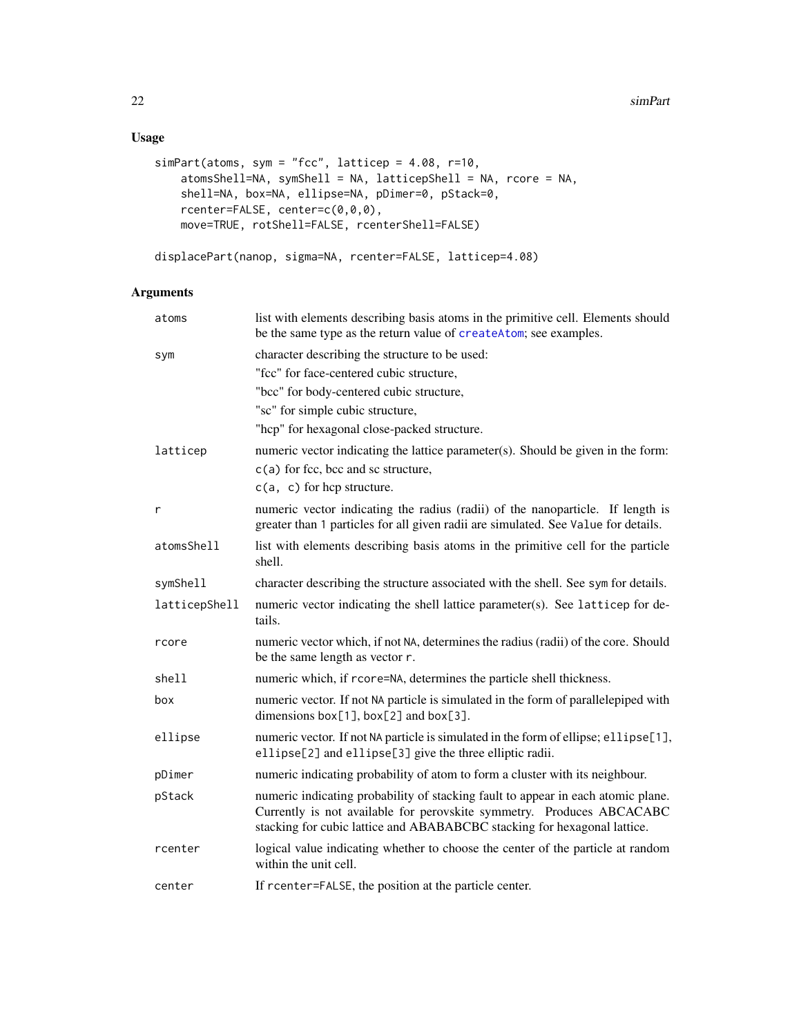## Usage

```
simPart(atoms, sym = "fcc", latticep = 4.08, r=10,
    atomsShell=NA, symShell = NA, latticepShell = NA, rcore = NA,
    shell=NA, box=NA, ellipse=NA, pDimer=0, pStack=0,
    rcenter=FALSE, center=c(0,0,0),
    move=TRUE, rotShell=FALSE, rcenterShell=FALSE)

displacePart(nanop, sigma=NA, rcenter=FALSE, latticep=4.08)
```

## Arguments

| | |
|---|---|
| `atoms` | list with elements describing basis atoms in the primitive cell. Elements should be the same type as the return value of `createAtom`; see examples. |
| `sym` | character describing the structure to be used:<br>"fcc" for face-centered cubic structure,<br>"bcc" for body-centered cubic structure,<br>"sc" for simple cubic structure,<br>"hcp" for hexagonal close-packed structure. |
| `latticep` | numeric vector indicating the lattice parameter(s). Should be given in the form:<br>`c(a)` for fcc, bcc and sc structure,<br>`c(a, c)` for hcp structure. |
| `r` | numeric vector indicating the radius (radii) of the nanoparticle. If length is greater than 1 particles for all given radii are simulated. See `Value` for details. |
| `atomsShell` | list with elements describing basis atoms in the primitive cell for the particle shell. |
| `symShell` | character describing the structure associated with the shell. See `sym` for details. |
| `latticepShell` | numeric vector indicating the shell lattice parameter(s). See `latticep` for details. |
| `rcore` | numeric vector which, if not `NA`, determines the radius (radii) of the core. Should be the same length as vector `r`. |
| `shell` | numeric which, if `rcore=NA`, determines the particle shell thickness. |
| `box` | numeric vector. If not `NA` particle is simulated in the form of parallelepiped with dimensions `box[1]`, `box[2]` and `box[3]`. |
| `ellipse` | numeric vector. If not `NA` particle is simulated in the form of ellipse; `ellipse[1]`, `ellipse[2]` and `ellipse[3]` give the three elliptic radii. |
| `pDimer` | numeric indicating probability of atom to form a cluster with its neighbour. |
| `pStack` | numeric indicating probability of stacking fault to appear in each atomic plane. Currently is not available for perovskite symmetry. Produces ABCACABC stacking for cubic lattice and ABABABCBC stacking for hexagonal lattice. |
| `rcenter` | logical value indicating whether to choose the center of the particle at random within the unit cell. |
| `center` | If `rcenter=FALSE`, the position at the particle center. |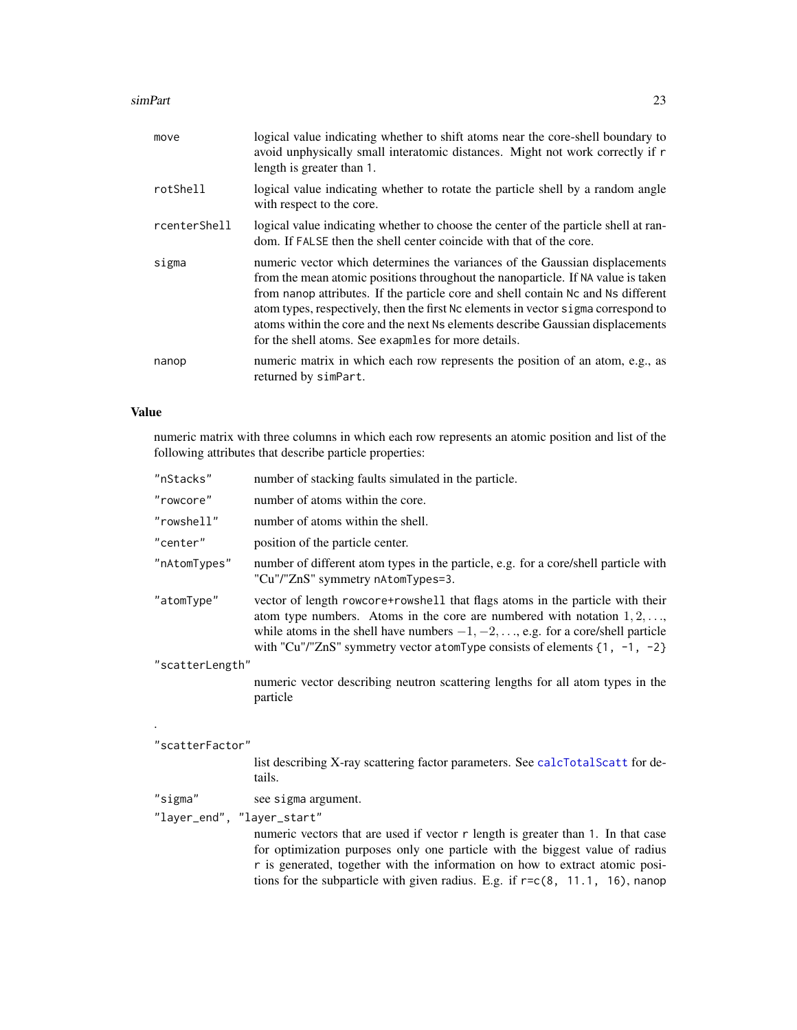| | |
|---|---|
| `move` | logical value indicating whether to shift atoms near the core-shell boundary to avoid unphysically small interatomic distances. Might not work correctly if `r` length is greater than `1`. |
| `rotShell` | logical value indicating whether to rotate the particle shell by a random angle with respect to the core. |
| `rcenterShell` | logical value indicating whether to choose the center of the particle shell at random. If `FALSE` then the shell center coincide with that of the core. |
| `sigma` | numeric vector which determines the variances of the Gaussian displacements from the mean atomic positions throughout the nanoparticle. If `NA` value is taken from `nanop` attributes. If the particle core and shell contain `Nc` and `Ns` different atom types, respectively, then the first `Nc` elements in vector `sigma` correspond to atoms within the core and the next `Ns` elements describe Gaussian displacements for the shell atoms. See `exapmles` for more details. |
| `nanop` | numeric matrix in which each row represents the position of an atom, e.g., as returned by `simPart`. |

## Value

numeric matrix with three columns in which each row represents an atomic position and list of the following attributes that describe particle properties:

| | |
|---|---|
| "nStacks" | number of stacking faults simulated in the particle. |
| "rowcore" | number of atoms within the core. |
| "rowshell" | number of atoms within the shell. |
| "center" | position of the particle center. |
| "nAtomTypes" | number of different atom types in the particle, e.g. for a core/shell particle with "Cu"/"ZnS" symmetry `nAtomTypes=3`. |
| "atomType" | vector of length `rowcore+rowshell` that flags atoms in the particle with their atom type numbers. Atoms in the core are numbered with notation $1, 2, \ldots$, while atoms in the shell have numbers $-1, -2, \ldots$, e.g. for a core/shell particle with "Cu"/"ZnS" symmetry vector `atomType` consists of elements `{1, -1, -2}` |
| "scatterLength" | numeric vector describing neutron scattering lengths for all atom types in the particle |

.

| | |
|---|---|
| "scatterFactor" | list describing X-ray scattering factor parameters. See `calcTotalScatt` for details. |
| "sigma" | see `sigma` argument. |
| "layer_end", "layer_start" | numeric vectors that are used if vector `r` length is greater than `1`. In that case for optimization purposes only one particle with the biggest value of radius `r` is generated, together with the information on how to extract atomic positions for the subparticle with given radius. E.g. if `r=c(8, 11.1, 16)`, `nanop` |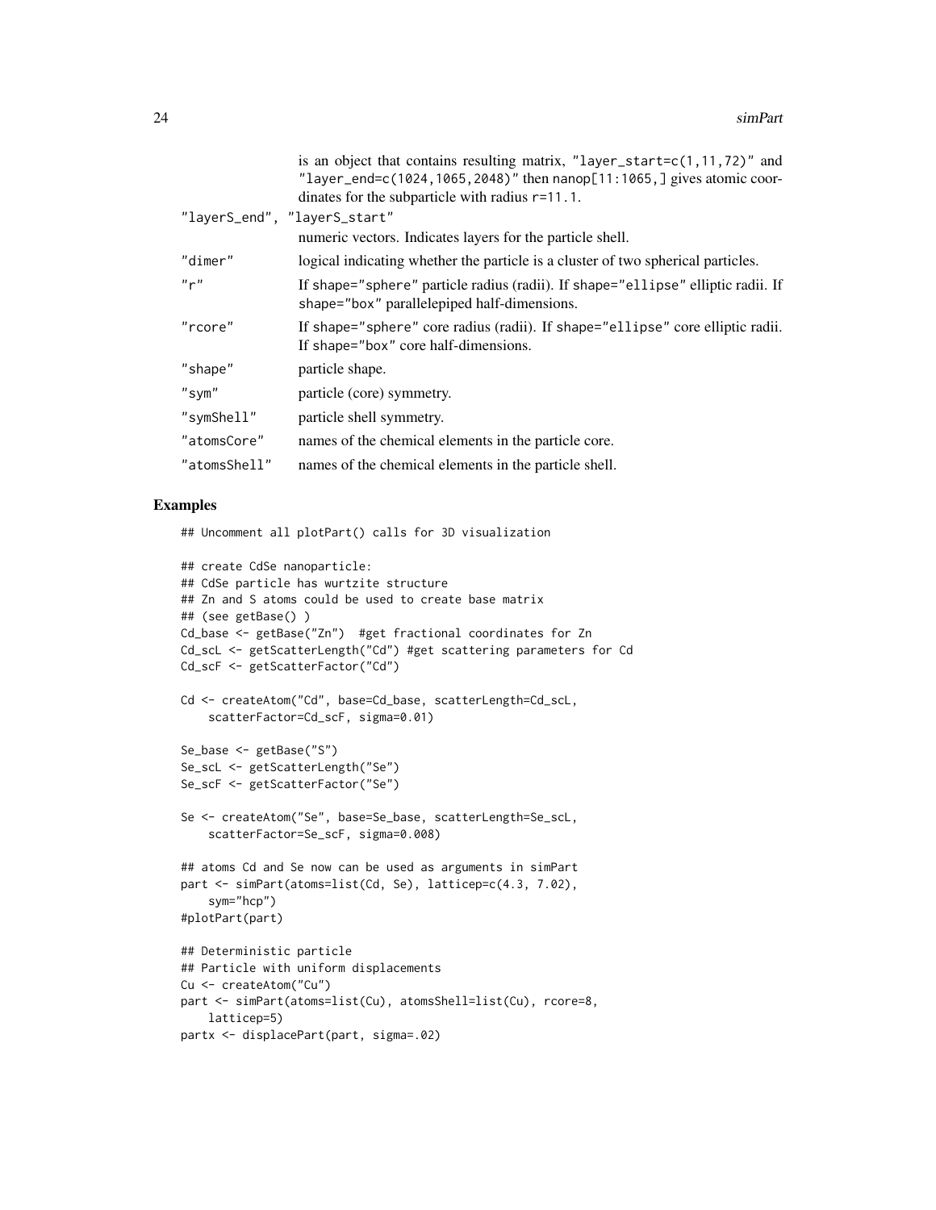is an object that contains resulting matrix, "layer_start=c(1,11,72)" and "layer_end=c(1024,1065,2048)" then nanop[11:1065,] gives atomic coordinates for the subparticle with radius r=11.1.

"layerS_end", "layerS_start"
: numeric vectors. Indicates layers for the particle shell.

"dimer"
: logical indicating whether the particle is a cluster of two spherical particles.

"r"
: If shape="sphere" particle radius (radii). If shape="ellipse" elliptic radii. If shape="box" parallelepiped half-dimensions.

"rcore"
: If shape="sphere" core radius (radii). If shape="ellipse" core elliptic radii. If shape="box" core half-dimensions.

"shape"
: particle shape.

"sym"
: particle (core) symmetry.

"symShell"
: particle shell symmetry.

"atomsCore"
: names of the chemical elements in the particle core.

"atomsShell"
: names of the chemical elements in the particle shell.

## Examples

```
## Uncomment all plotPart() calls for 3D visualization

## create CdSe nanoparticle:
## CdSe particle has wurtzite structure
## Zn and S atoms could be used to create base matrix
## (see getBase() )
Cd_base <- getBase("Zn")  #get fractional coordinates for Zn
Cd_scL <- getScatterLength("Cd") #get scattering parameters for Cd
Cd_scF <- getScatterFactor("Cd")

Cd <- createAtom("Cd", base=Cd_base, scatterLength=Cd_scL,
    scatterFactor=Cd_scF, sigma=0.01)

Se_base <- getBase("S")
Se_scL <- getScatterLength("Se")
Se_scF <- getScatterFactor("Se")

Se <- createAtom("Se", base=Se_base, scatterLength=Se_scL,
    scatterFactor=Se_scF, sigma=0.008)

## atoms Cd and Se now can be used as arguments in simPart
part <- simPart(atoms=list(Cd, Se), latticep=c(4.3, 7.02),
    sym="hcp")
#plotPart(part)

## Deterministic particle
## Particle with uniform displacements
Cu <- createAtom("Cu")
part <- simPart(atoms=list(Cu), atomsShell=list(Cu), rcore=8,
    latticep=5)
partx <- displacePart(part, sigma=.02)
```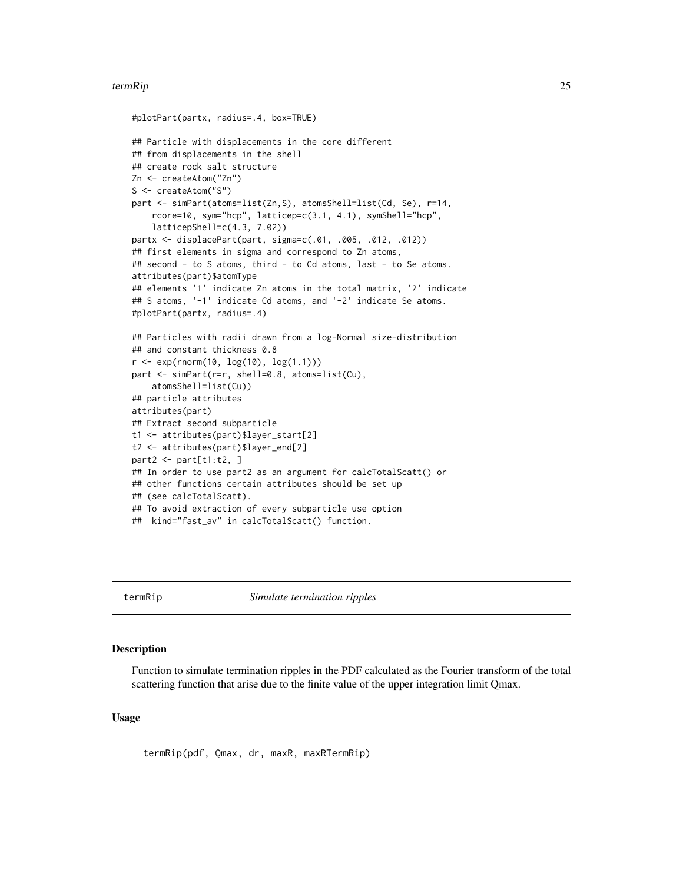```
#plotPart(partx, radius=.4, box=TRUE)

## Particle with displacements in the core different
## from displacements in the shell
## create rock salt structure
Zn <- createAtom("Zn")
S <- createAtom("S")
part <- simPart(atoms=list(Zn,S), atomsShell=list(Cd, Se), r=14,
    rcore=10, sym="hcp", latticep=c(3.1, 4.1), symShell="hcp",
    latticepShell=c(4.3, 7.02))
partx <- displacePart(part, sigma=c(.01, .005, .012, .012))
## first elements in sigma and correspond to Zn atoms,
## second - to S atoms, third - to Cd atoms, last - to Se atoms.
attributes(part)$atomType
## elements '1' indicate Zn atoms in the total matrix, '2' indicate
## S atoms, '-1' indicate Cd atoms, and '-2' indicate Se atoms.
#plotPart(partx, radius=.4)

## Particles with radii drawn from a log-Normal size-distribution
## and constant thickness 0.8
r <- exp(rnorm(10, log(10), log(1.1)))
part <- simPart(r=r, shell=0.8, atoms=list(Cu),
    atomsShell=list(Cu))
## particle attributes
attributes(part)
## Extract second subparticle
t1 <- attributes(part)$layer_start[2]
t2 <- attributes(part)$layer_end[2]
part2 <- part[t1:t2, ]
## In order to use part2 as an argument for calcTotalScatt() or
## other functions certain attributes should be set up
## (see calcTotalScatt).
## To avoid extraction of every subparticle use option
##  kind="fast_av" in calcTotalScatt() function.
```

---

termRip *Simulate termination ripples*

---

## Description

Function to simulate termination ripples in the PDF calculated as the Fourier transform of the total scattering function that arise due to the finite value of the upper integration limit Qmax.

## Usage

```
termRip(pdf, Qmax, dr, maxR, maxRTermRip)
```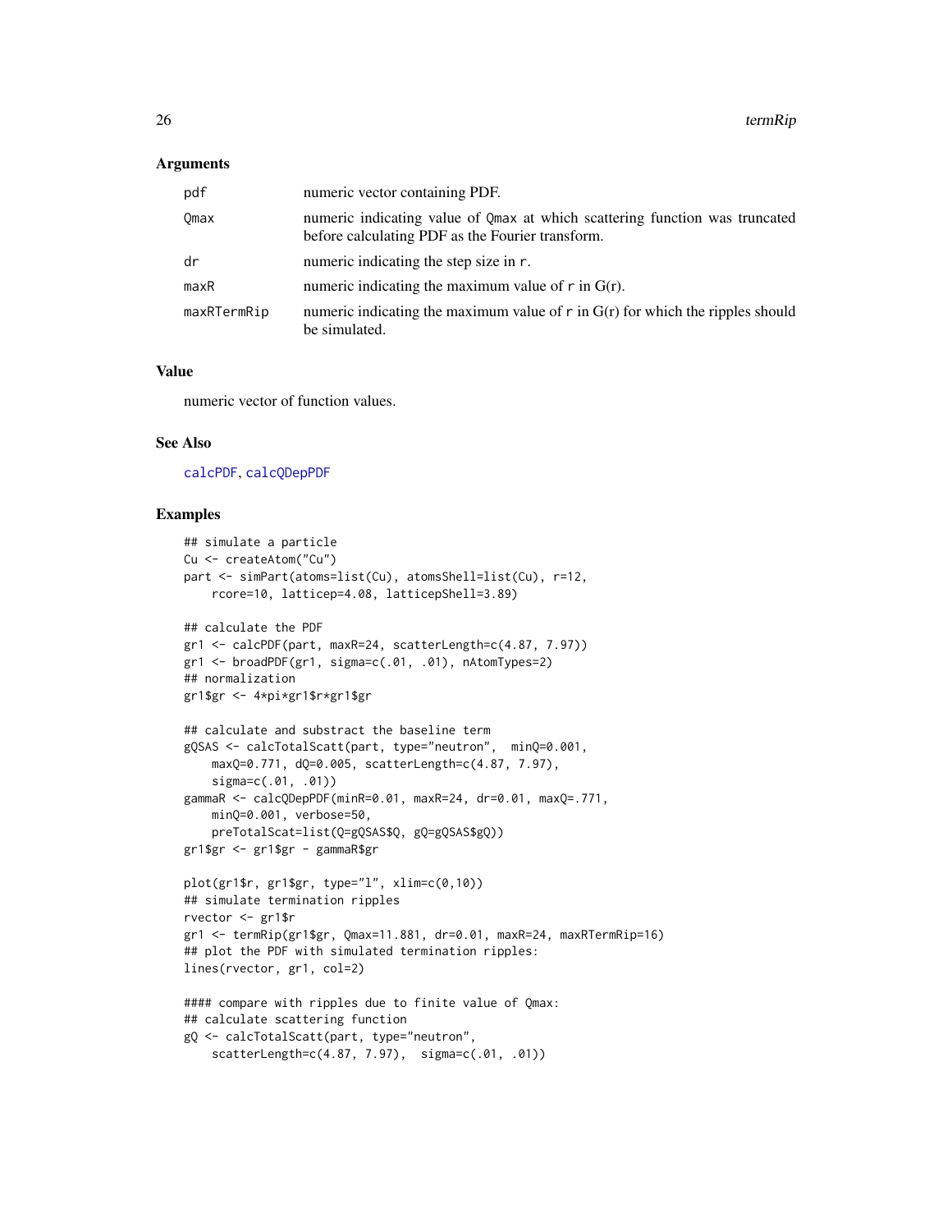### Arguments

| | |
|---|---|
| pdf | numeric vector containing PDF. |
| Qmax | numeric indicating value of Qmax at which scattering function was truncated before calculating PDF as the Fourier transform. |
| dr | numeric indicating the step size in r. |
| maxR | numeric indicating the maximum value of r in G(r). |
| maxRTermRip | numeric indicating the maximum value of r in G(r) for which the ripples should be simulated. |

### Value

numeric vector of function values.

### See Also

calcPDF, calcQDepPDF

### Examples

```
## simulate a particle
Cu <- createAtom("Cu")
part <- simPart(atoms=list(Cu), atomsShell=list(Cu), r=12,
    rcore=10, latticep=4.08, latticepShell=3.89)

## calculate the PDF
gr1 <- calcPDF(part, maxR=24, scatterLength=c(4.87, 7.97))
gr1 <- broadPDF(gr1, sigma=c(.01, .01), nAtomTypes=2)
## normalization
gr1$gr <- 4*pi*gr1$r*gr1$gr

## calculate and substract the baseline term
gQSAS <- calcTotalScatt(part, type="neutron",  minQ=0.001,
    maxQ=0.771, dQ=0.005, scatterLength=c(4.87, 7.97),
    sigma=c(.01, .01))
gammaR <- calcQDepPDF(minR=0.01, maxR=24, dr=0.01, maxQ=.771,
    minQ=0.001, verbose=50,
    preTotalScat=list(Q=gQSAS$Q, gQ=gQSAS$gQ))
gr1$gr <- gr1$gr - gammaR$gr

plot(gr1$r, gr1$gr, type="l", xlim=c(0,10))
## simulate termination ripples
rvector <- gr1$r
gr1 <- termRip(gr1$gr, Qmax=11.881, dr=0.01, maxR=24, maxRTermRip=16)
## plot the PDF with simulated termination ripples:
lines(rvector, gr1, col=2)

#### compare with ripples due to finite value of Qmax:
## calculate scattering function
gQ <- calcTotalScatt(part, type="neutron",
    scatterLength=c(4.87, 7.97),  sigma=c(.01, .01))
```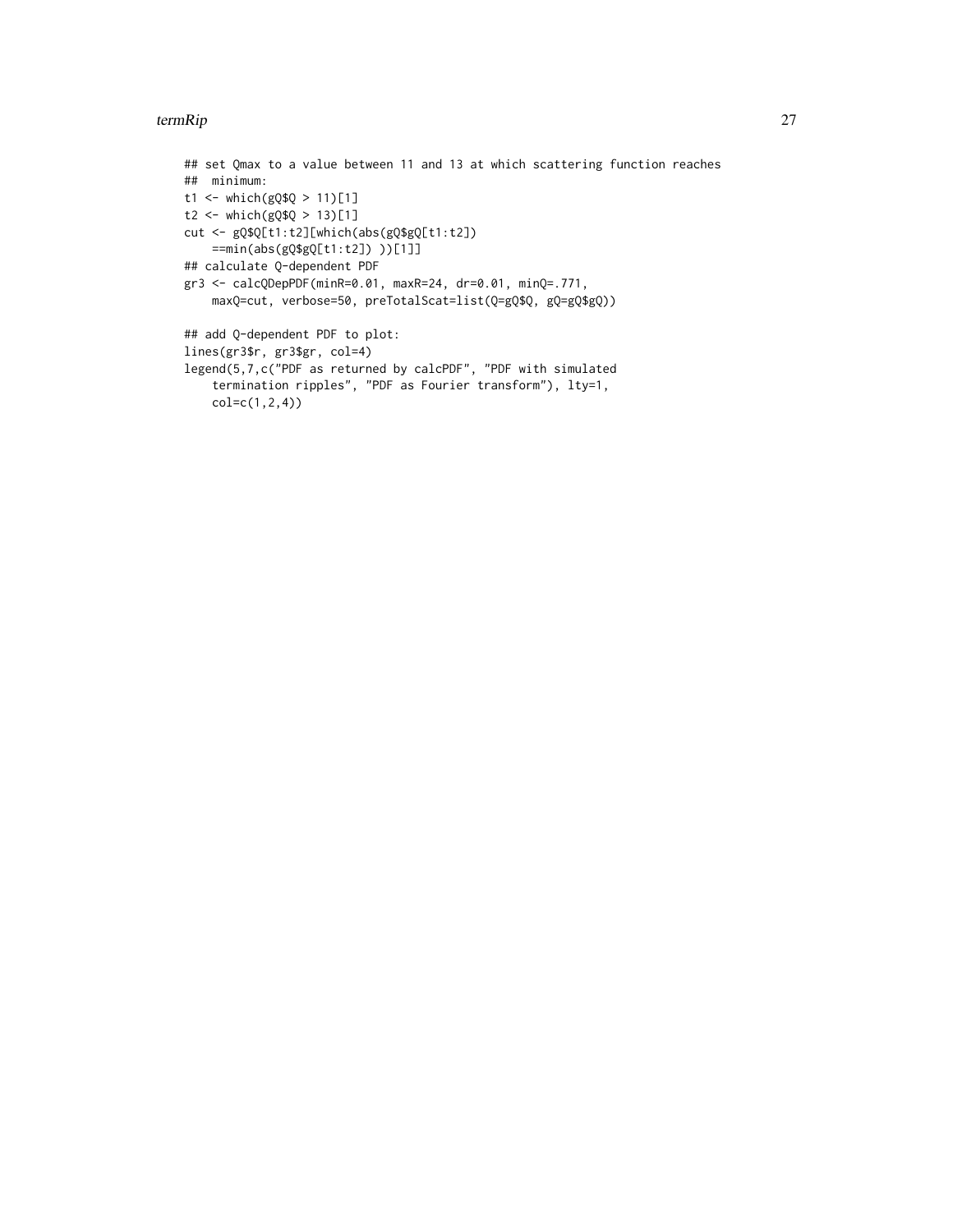```
## set Qmax to a value between 11 and 13 at which scattering function reaches
##  minimum:
t1 <- which(gQ$Q > 11)[1]
t2 <- which(gQ$Q > 13)[1]
cut <- gQ$Q[t1:t2][which(abs(gQ$gQ[t1:t2])
    ==min(abs(gQ$gQ[t1:t2]) ))[1]]
## calculate Q-dependent PDF
gr3 <- calcQDepPDF(minR=0.01, maxR=24, dr=0.01, minQ=.771,
    maxQ=cut, verbose=50, preTotalScat=list(Q=gQ$Q, gQ=gQ$gQ))

## add Q-dependent PDF to plot:
lines(gr3$r, gr3$gr, col=4)
legend(5,7,c("PDF as returned by calcPDF", "PDF with simulated
    termination ripples", "PDF as Fourier transform"), lty=1,
    col=c(1,2,4))
```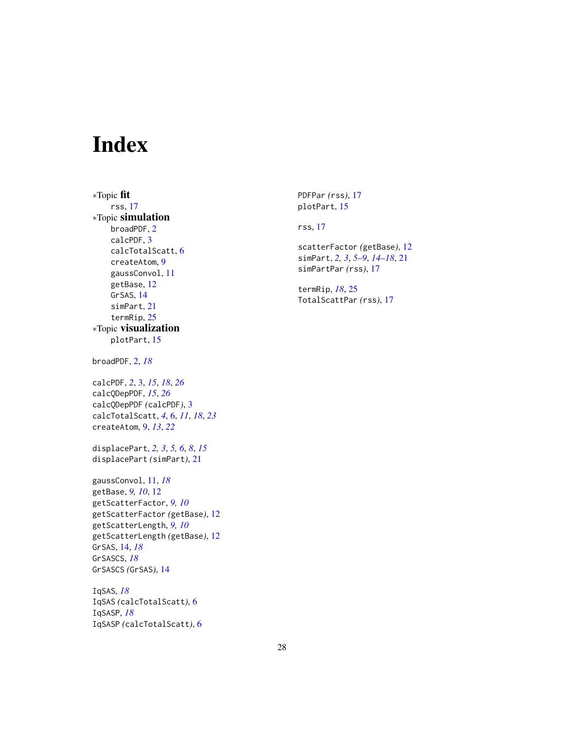# Index

∗Topic **fit**
rss, 17

∗Topic **simulation**
broadPDF, 2
calcPDF, 3
calcTotalScatt, 6
createAtom, 9
gaussConvol, 11
getBase, 12
GrSAS, 14
simPart, 21
termRip, 25

∗Topic **visualization**
plotPart, 15

broadPDF, 2, *18*

calcPDF, *2*, 3, *15*, *18*, *26*
calcQDepPDF, *15*, *26*
calcQDepPDF *(*calcPDF*)*, 3
calcTotalScatt, *4*, 6, *11*, *18*, *23*
createAtom, 9, *13*, *22*

displacePart, *2, 3*, *5, 6*, *8*, *15*
displacePart *(*simPart*)*, 21

gaussConvol, 11, *18*
getBase, *9, 10*, 12
getScatterFactor, *9, 10*
getScatterFactor *(*getBase*)*, 12
getScatterLength, *9, 10*
getScatterLength *(*getBase*)*, 12
GrSAS, 14, *18*
GrSASCS, *18*
GrSASCS *(*GrSAS*)*, 14

IqSAS, *18*
IqSAS *(*calcTotalScatt*)*, 6
IqSASP, *18*
IqSASP *(*calcTotalScatt*)*, 6

PDFPar *(*rss*)*, 17
plotPart, 15

rss, 17

scatterFactor *(*getBase*)*, 12
simPart, *2, 3*, *5–9*, *14–18*, 21
simPartPar *(*rss*)*, 17

termRip, *18*, 25
TotalScattPar *(*rss*)*, 17